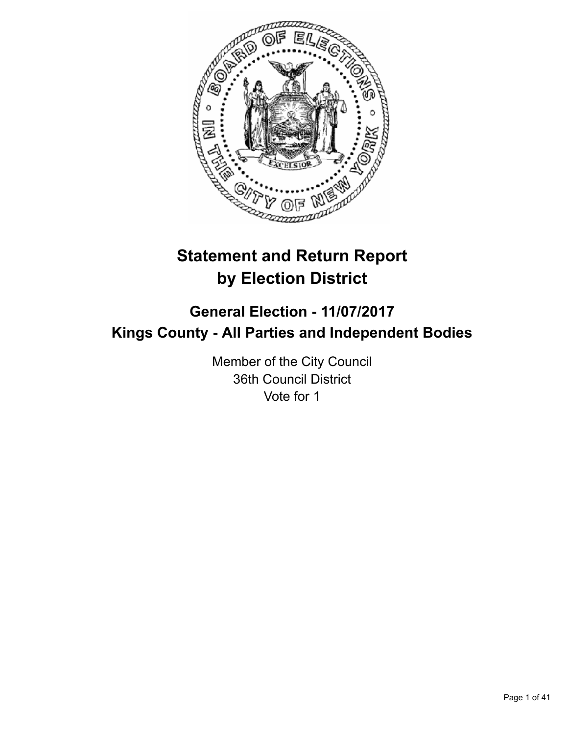# Statement and Return Report by Election District

## General Election - 11/07/2017
## Kings County - All Parties and Independent Bodies

Member of the City Council
36th Council District
Vote for 1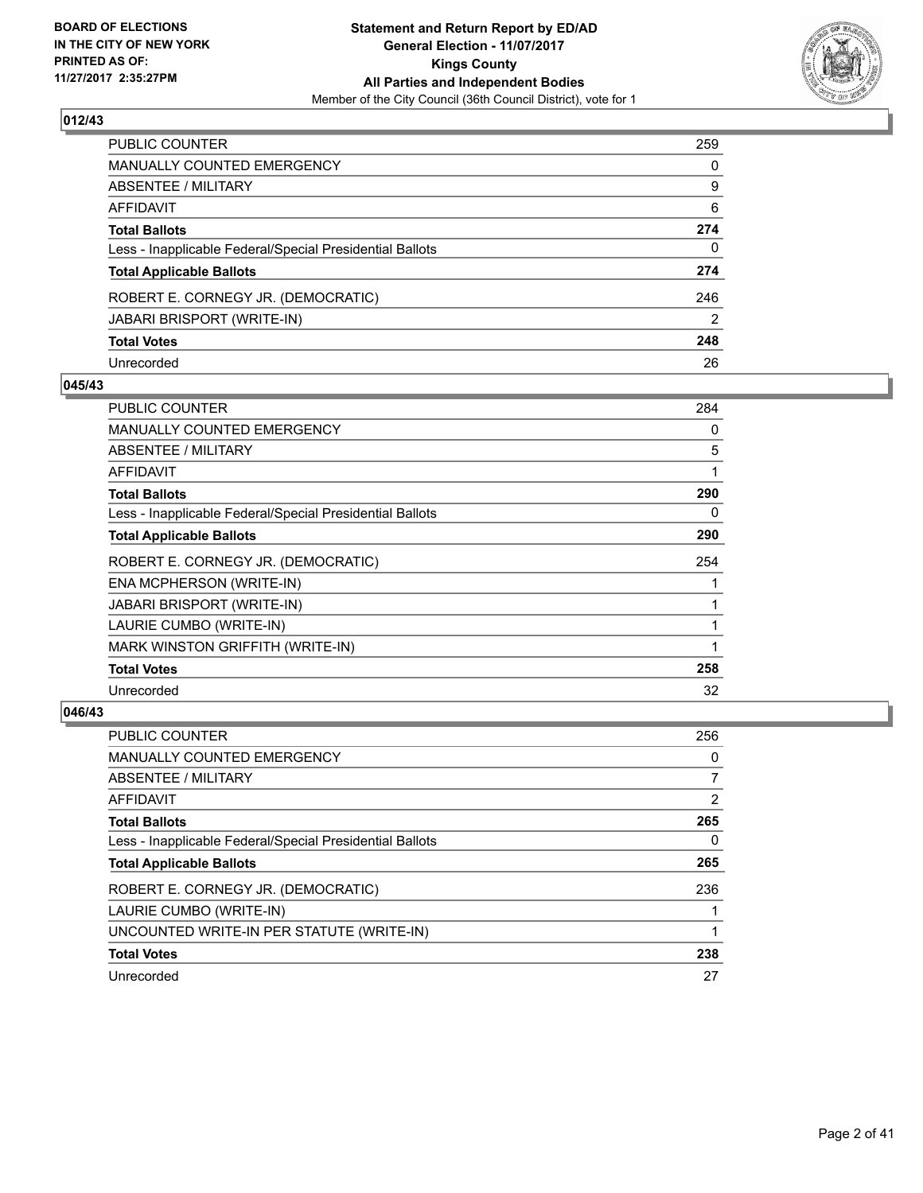## 012/43

| | |
|---|---|
| PUBLIC COUNTER | 259 |
| MANUALLY COUNTED EMERGENCY | 0 |
| ABSENTEE / MILITARY | 9 |
| AFFIDAVIT | 6 |
| **Total Ballots** | **274** |
| Less - Inapplicable Federal/Special Presidential Ballots | 0 |
| **Total Applicable Ballots** | **274** |
| ROBERT E. CORNEGY JR. (DEMOCRATIC) | 246 |
| JABARI BRISPORT (WRITE-IN) | 2 |
| **Total Votes** | **248** |
| Unrecorded | 26 |

## 045/43

| | |
|---|---|
| PUBLIC COUNTER | 284 |
| MANUALLY COUNTED EMERGENCY | 0 |
| ABSENTEE / MILITARY | 5 |
| AFFIDAVIT | 1 |
| **Total Ballots** | **290** |
| Less - Inapplicable Federal/Special Presidential Ballots | 0 |
| **Total Applicable Ballots** | **290** |
| ROBERT E. CORNEGY JR. (DEMOCRATIC) | 254 |
| ENA MCPHERSON (WRITE-IN) | 1 |
| JABARI BRISPORT (WRITE-IN) | 1 |
| LAURIE CUMBO (WRITE-IN) | 1 |
| MARK WINSTON GRIFFITH (WRITE-IN) | 1 |
| **Total Votes** | **258** |
| Unrecorded | 32 |

## 046/43

| | |
|---|---|
| PUBLIC COUNTER | 256 |
| MANUALLY COUNTED EMERGENCY | 0 |
| ABSENTEE / MILITARY | 7 |
| AFFIDAVIT | 2 |
| **Total Ballots** | **265** |
| Less - Inapplicable Federal/Special Presidential Ballots | 0 |
| **Total Applicable Ballots** | **265** |
| ROBERT E. CORNEGY JR. (DEMOCRATIC) | 236 |
| LAURIE CUMBO (WRITE-IN) | 1 |
| UNCOUNTED WRITE-IN PER STATUTE (WRITE-IN) | 1 |
| **Total Votes** | **238** |
| Unrecorded | 27 |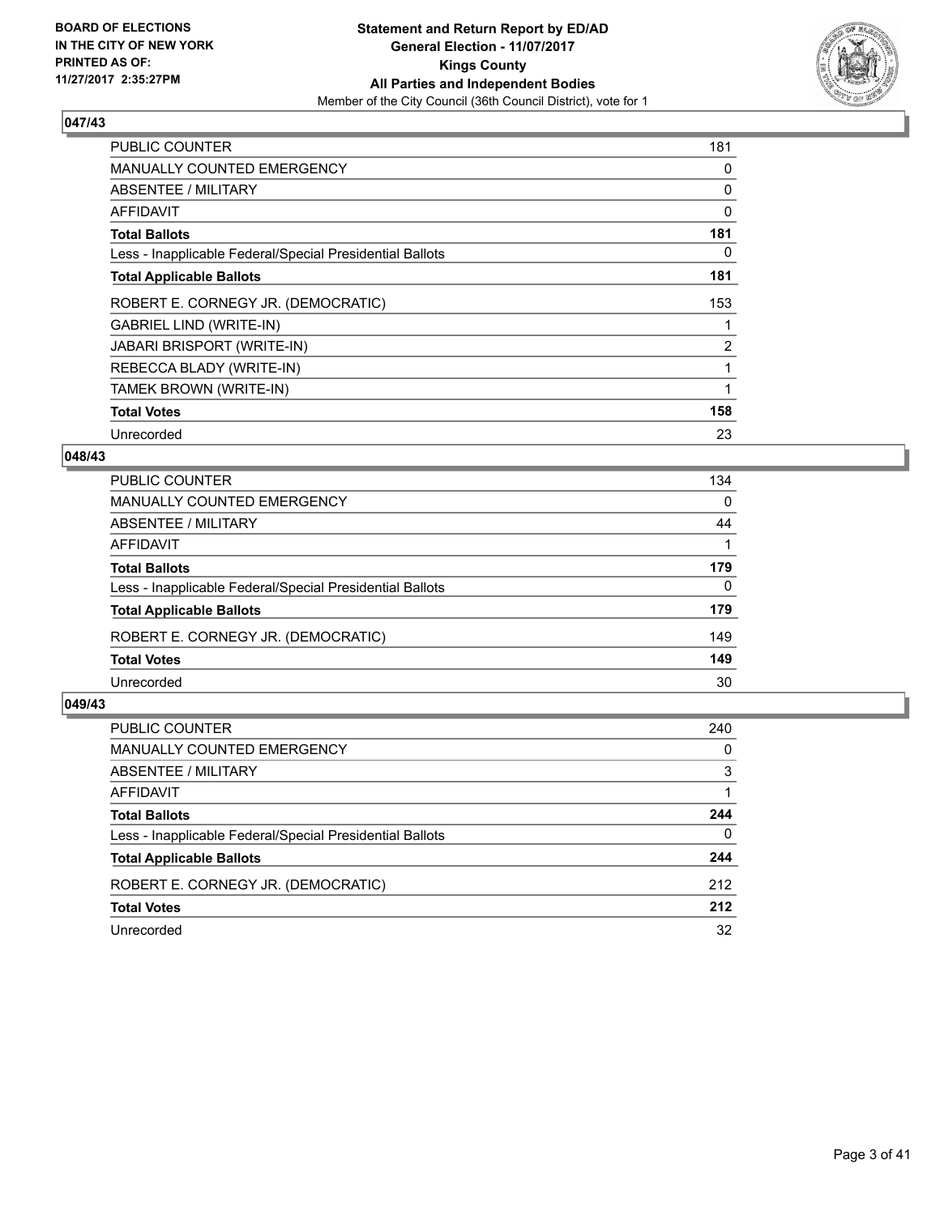**BOARD OF ELECTIONS IN THE CITY OF NEW YORK PRINTED AS OF: 11/27/2017 2:35:27PM**

**Statement and Return Report by ED/AD**
**General Election - 11/07/2017**
**Kings County**
**All Parties and Independent Bodies**
Member of the City Council (36th Council District), vote for 1

## 047/43

| | |
|---|---|
| PUBLIC COUNTER | 181 |
| MANUALLY COUNTED EMERGENCY | 0 |
| ABSENTEE / MILITARY | 0 |
| AFFIDAVIT | 0 |
| **Total Ballots** | **181** |
| Less - Inapplicable Federal/Special Presidential Ballots | 0 |
| **Total Applicable Ballots** | **181** |
| ROBERT E. CORNEGY JR. (DEMOCRATIC) | 153 |
| GABRIEL LIND (WRITE-IN) | 1 |
| JABARI BRISPORT (WRITE-IN) | 2 |
| REBECCA BLADY (WRITE-IN) | 1 |
| TAMEK BROWN (WRITE-IN) | 1 |
| **Total Votes** | **158** |
| Unrecorded | 23 |

## 048/43

| | |
|---|---|
| PUBLIC COUNTER | 134 |
| MANUALLY COUNTED EMERGENCY | 0 |
| ABSENTEE / MILITARY | 44 |
| AFFIDAVIT | 1 |
| **Total Ballots** | **179** |
| Less - Inapplicable Federal/Special Presidential Ballots | 0 |
| **Total Applicable Ballots** | **179** |
| ROBERT E. CORNEGY JR. (DEMOCRATIC) | 149 |
| **Total Votes** | **149** |
| Unrecorded | 30 |

## 049/43

| | |
|---|---|
| PUBLIC COUNTER | 240 |
| MANUALLY COUNTED EMERGENCY | 0 |
| ABSENTEE / MILITARY | 3 |
| AFFIDAVIT | 1 |
| **Total Ballots** | **244** |
| Less - Inapplicable Federal/Special Presidential Ballots | 0 |
| **Total Applicable Ballots** | **244** |
| ROBERT E. CORNEGY JR. (DEMOCRATIC) | 212 |
| **Total Votes** | **212** |
| Unrecorded | 32 |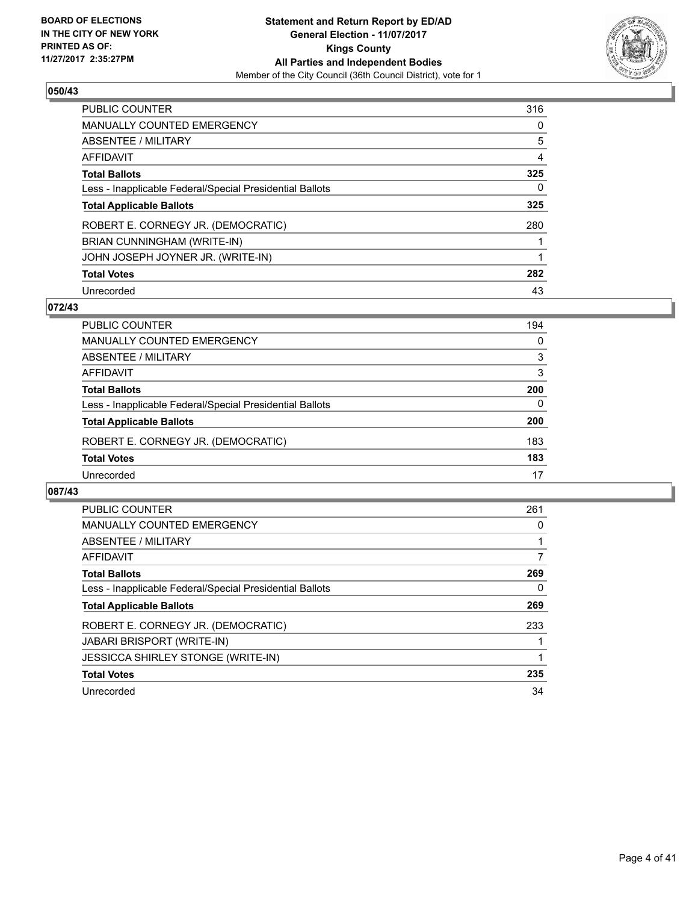**BOARD OF ELECTIONS IN THE CITY OF NEW YORK PRINTED AS OF: 11/27/2017 2:35:27PM**

**Statement and Return Report by ED/AD**
**General Election - 11/07/2017**
**Kings County**
**All Parties and Independent Bodies**
Member of the City Council (36th Council District), vote for 1

### 050/43

| | |
|---|---|
| PUBLIC COUNTER | 316 |
| MANUALLY COUNTED EMERGENCY | 0 |
| ABSENTEE / MILITARY | 5 |
| AFFIDAVIT | 4 |
| **Total Ballots** | **325** |
| Less - Inapplicable Federal/Special Presidential Ballots | 0 |
| **Total Applicable Ballots** | **325** |
| ROBERT E. CORNEGY JR. (DEMOCRATIC) | 280 |
| BRIAN CUNNINGHAM (WRITE-IN) | 1 |
| JOHN JOSEPH JOYNER JR. (WRITE-IN) | 1 |
| **Total Votes** | **282** |
| Unrecorded | 43 |

### 072/43

| | |
|---|---|
| PUBLIC COUNTER | 194 |
| MANUALLY COUNTED EMERGENCY | 0 |
| ABSENTEE / MILITARY | 3 |
| AFFIDAVIT | 3 |
| **Total Ballots** | **200** |
| Less - Inapplicable Federal/Special Presidential Ballots | 0 |
| **Total Applicable Ballots** | **200** |
| ROBERT E. CORNEGY JR. (DEMOCRATIC) | 183 |
| **Total Votes** | **183** |
| Unrecorded | 17 |

### 087/43

| | |
|---|---|
| PUBLIC COUNTER | 261 |
| MANUALLY COUNTED EMERGENCY | 0 |
| ABSENTEE / MILITARY | 1 |
| AFFIDAVIT | 7 |
| **Total Ballots** | **269** |
| Less - Inapplicable Federal/Special Presidential Ballots | 0 |
| **Total Applicable Ballots** | **269** |
| ROBERT E. CORNEGY JR. (DEMOCRATIC) | 233 |
| JABARI BRISPORT (WRITE-IN) | 1 |
| JESSICCA SHIRLEY STONGE (WRITE-IN) | 1 |
| **Total Votes** | **235** |
| Unrecorded | 34 |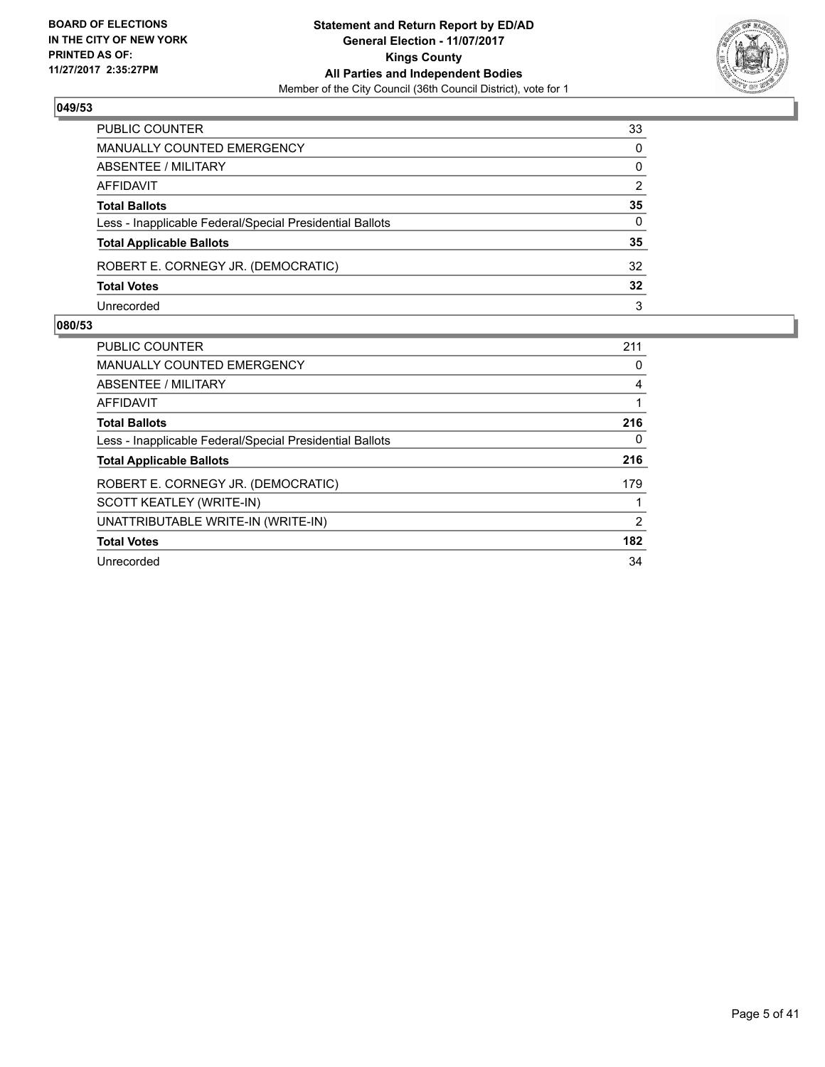BOARD OF ELECTIONS
IN THE CITY OF NEW YORK
PRINTED AS OF:
11/27/2017 2:35:27PM

**Statement and Return Report by ED/AD**
**General Election - 11/07/2017**
**Kings County**
**All Parties and Independent Bodies**
Member of the City Council (36th Council District), vote for 1

### 049/53

| | |
|---|---|
| PUBLIC COUNTER | 33 |
| MANUALLY COUNTED EMERGENCY | 0 |
| ABSENTEE / MILITARY | 0 |
| AFFIDAVIT | 2 |
| **Total Ballots** | **35** |
| Less - Inapplicable Federal/Special Presidential Ballots | 0 |
| **Total Applicable Ballots** | **35** |
| ROBERT E. CORNEGY JR. (DEMOCRATIC) | 32 |
| **Total Votes** | **32** |
| Unrecorded | 3 |

### 080/53

| | |
|---|---|
| PUBLIC COUNTER | 211 |
| MANUALLY COUNTED EMERGENCY | 0 |
| ABSENTEE / MILITARY | 4 |
| AFFIDAVIT | 1 |
| **Total Ballots** | **216** |
| Less - Inapplicable Federal/Special Presidential Ballots | 0 |
| **Total Applicable Ballots** | **216** |
| ROBERT E. CORNEGY JR. (DEMOCRATIC) | 179 |
| SCOTT KEATLEY (WRITE-IN) | 1 |
| UNATTRIBUTABLE WRITE-IN (WRITE-IN) | 2 |
| **Total Votes** | **182** |
| Unrecorded | 34 |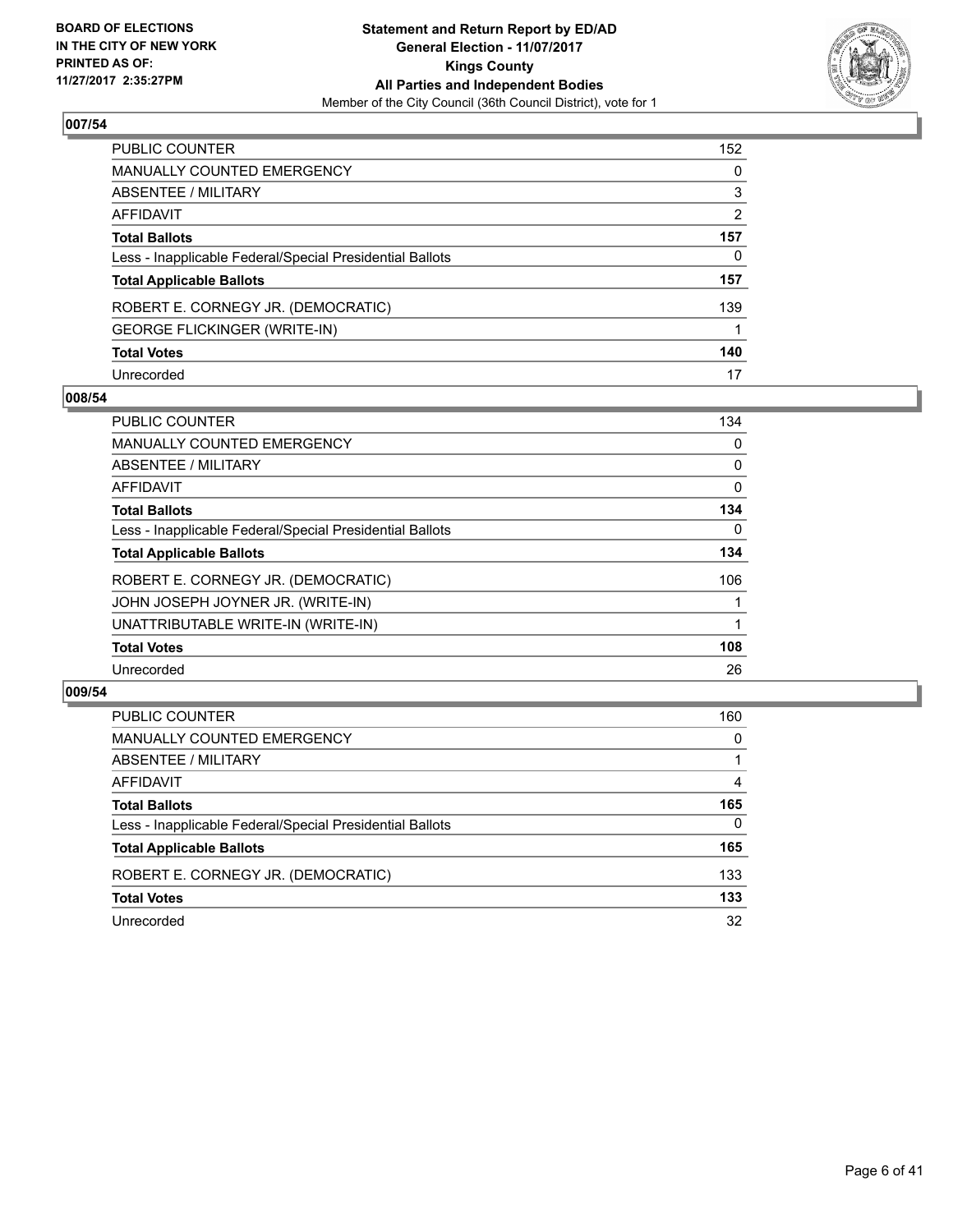**BOARD OF ELECTIONS IN THE CITY OF NEW YORK PRINTED AS OF: 11/27/2017 2:35:27PM**

**Statement and Return Report by ED/AD**
**General Election - 11/07/2017**
**Kings County**
**All Parties and Independent Bodies**
Member of the City Council (36th Council District), vote for 1

## 007/54

| | |
|---|---|
| PUBLIC COUNTER | 152 |
| MANUALLY COUNTED EMERGENCY | 0 |
| ABSENTEE / MILITARY | 3 |
| AFFIDAVIT | 2 |
| **Total Ballots** | **157** |
| Less - Inapplicable Federal/Special Presidential Ballots | 0 |
| **Total Applicable Ballots** | **157** |
| ROBERT E. CORNEGY JR. (DEMOCRATIC) | 139 |
| GEORGE FLICKINGER (WRITE-IN) | 1 |
| **Total Votes** | **140** |
| Unrecorded | 17 |

## 008/54

| | |
|---|---|
| PUBLIC COUNTER | 134 |
| MANUALLY COUNTED EMERGENCY | 0 |
| ABSENTEE / MILITARY | 0 |
| AFFIDAVIT | 0 |
| **Total Ballots** | **134** |
| Less - Inapplicable Federal/Special Presidential Ballots | 0 |
| **Total Applicable Ballots** | **134** |
| ROBERT E. CORNEGY JR. (DEMOCRATIC) | 106 |
| JOHN JOSEPH JOYNER JR. (WRITE-IN) | 1 |
| UNATTRIBUTABLE WRITE-IN (WRITE-IN) | 1 |
| **Total Votes** | **108** |
| Unrecorded | 26 |

## 009/54

| | |
|---|---|
| PUBLIC COUNTER | 160 |
| MANUALLY COUNTED EMERGENCY | 0 |
| ABSENTEE / MILITARY | 1 |
| AFFIDAVIT | 4 |
| **Total Ballots** | **165** |
| Less - Inapplicable Federal/Special Presidential Ballots | 0 |
| **Total Applicable Ballots** | **165** |
| ROBERT E. CORNEGY JR. (DEMOCRATIC) | 133 |
| **Total Votes** | **133** |
| Unrecorded | 32 |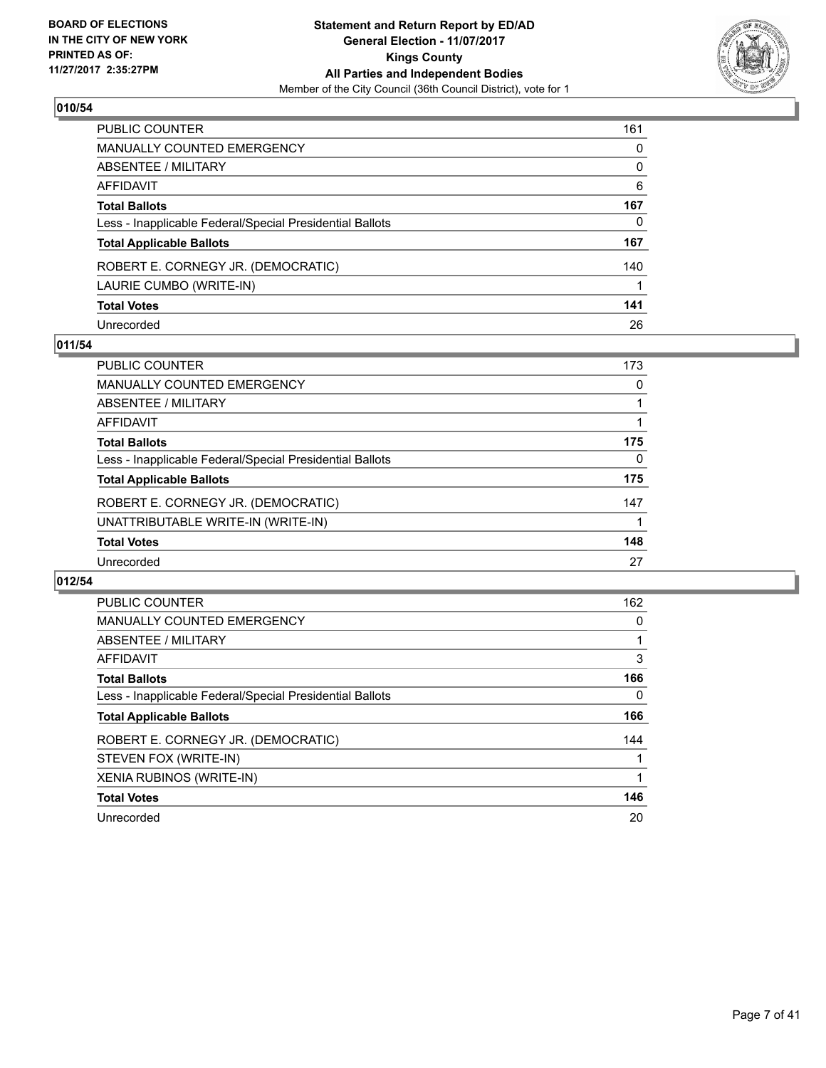**BOARD OF ELECTIONS IN THE CITY OF NEW YORK PRINTED AS OF: 11/27/2017 2:35:27PM**

**Statement and Return Report by ED/AD**
**General Election - 11/07/2017**
**Kings County**
**All Parties and Independent Bodies**
Member of the City Council (36th Council District), vote for 1

### 010/54

| | |
|---|---|
| PUBLIC COUNTER | 161 |
| MANUALLY COUNTED EMERGENCY | 0 |
| ABSENTEE / MILITARY | 0 |
| AFFIDAVIT | 6 |
| **Total Ballots** | **167** |
| Less - Inapplicable Federal/Special Presidential Ballots | 0 |
| **Total Applicable Ballots** | **167** |
| ROBERT E. CORNEGY JR. (DEMOCRATIC) | 140 |
| LAURIE CUMBO (WRITE-IN) | 1 |
| **Total Votes** | **141** |
| Unrecorded | 26 |

### 011/54

| | |
|---|---|
| PUBLIC COUNTER | 173 |
| MANUALLY COUNTED EMERGENCY | 0 |
| ABSENTEE / MILITARY | 1 |
| AFFIDAVIT | 1 |
| **Total Ballots** | **175** |
| Less - Inapplicable Federal/Special Presidential Ballots | 0 |
| **Total Applicable Ballots** | **175** |
| ROBERT E. CORNEGY JR. (DEMOCRATIC) | 147 |
| UNATTRIBUTABLE WRITE-IN (WRITE-IN) | 1 |
| **Total Votes** | **148** |
| Unrecorded | 27 |

### 012/54

| | |
|---|---|
| PUBLIC COUNTER | 162 |
| MANUALLY COUNTED EMERGENCY | 0 |
| ABSENTEE / MILITARY | 1 |
| AFFIDAVIT | 3 |
| **Total Ballots** | **166** |
| Less - Inapplicable Federal/Special Presidential Ballots | 0 |
| **Total Applicable Ballots** | **166** |
| ROBERT E. CORNEGY JR. (DEMOCRATIC) | 144 |
| STEVEN FOX (WRITE-IN) | 1 |
| XENIA RUBINOS (WRITE-IN) | 1 |
| **Total Votes** | **146** |
| Unrecorded | 20 |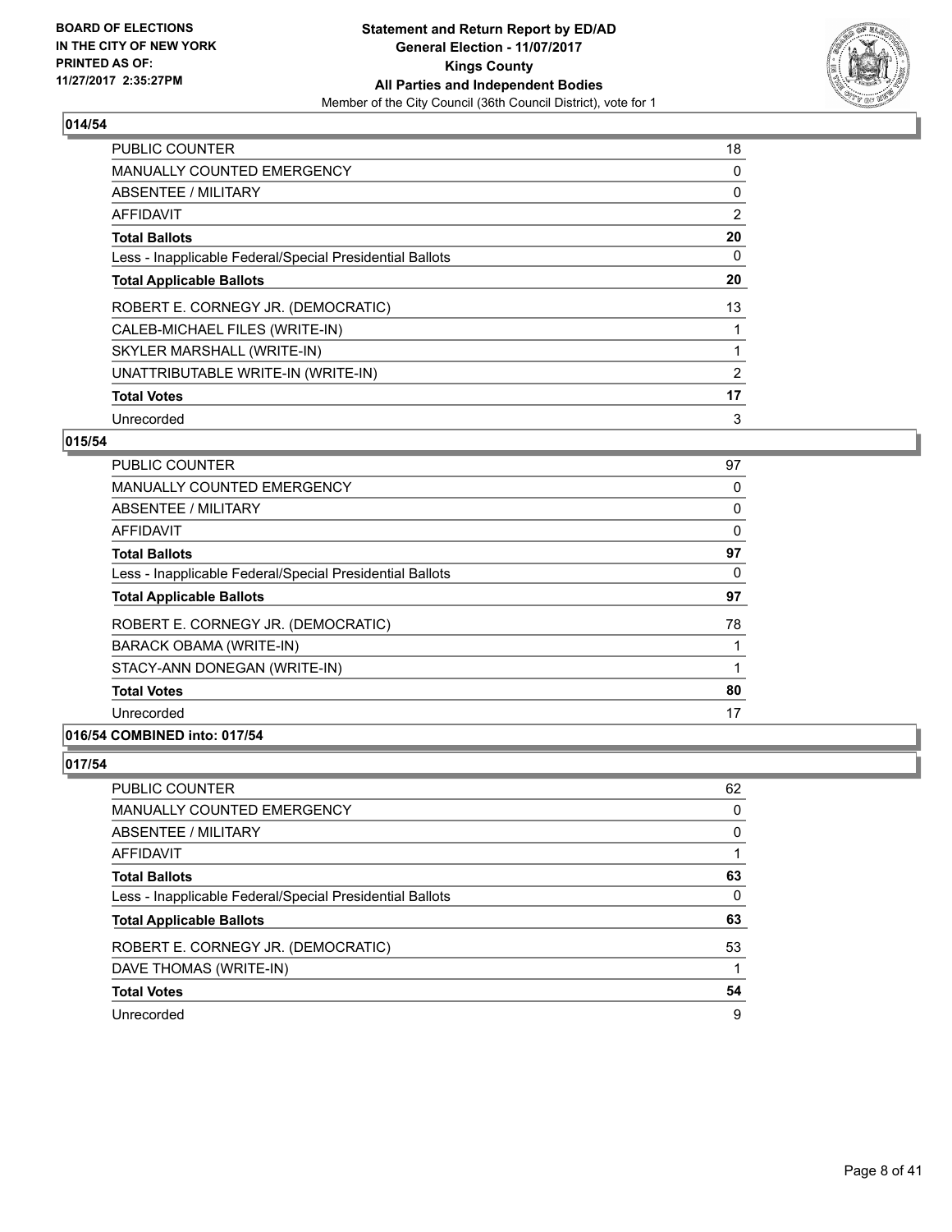**BOARD OF ELECTIONS IN THE CITY OF NEW YORK PRINTED AS OF: 11/27/2017 2:35:27PM**

**Statement and Return Report by ED/AD General Election - 11/07/2017 Kings County All Parties and Independent Bodies**

Member of the City Council (36th Council District), vote for 1

## 014/54

| | |
|---|---|
| PUBLIC COUNTER | 18 |
| MANUALLY COUNTED EMERGENCY | 0 |
| ABSENTEE / MILITARY | 0 |
| AFFIDAVIT | 2 |
| **Total Ballots** | **20** |
| Less - Inapplicable Federal/Special Presidential Ballots | 0 |
| **Total Applicable Ballots** | **20** |
| ROBERT E. CORNEGY JR. (DEMOCRATIC) | 13 |
| CALEB-MICHAEL FILES (WRITE-IN) | 1 |
| SKYLER MARSHALL (WRITE-IN) | 1 |
| UNATTRIBUTABLE WRITE-IN (WRITE-IN) | 2 |
| **Total Votes** | **17** |
| Unrecorded | 3 |

## 015/54

| | |
|---|---|
| PUBLIC COUNTER | 97 |
| MANUALLY COUNTED EMERGENCY | 0 |
| ABSENTEE / MILITARY | 0 |
| AFFIDAVIT | 0 |
| **Total Ballots** | **97** |
| Less - Inapplicable Federal/Special Presidential Ballots | 0 |
| **Total Applicable Ballots** | **97** |
| ROBERT E. CORNEGY JR. (DEMOCRATIC) | 78 |
| BARACK OBAMA (WRITE-IN) | 1 |
| STACY-ANN DONEGAN (WRITE-IN) | 1 |
| **Total Votes** | **80** |
| Unrecorded | 17 |

## 016/54 COMBINED into: 017/54

## 017/54

| | |
|---|---|
| PUBLIC COUNTER | 62 |
| MANUALLY COUNTED EMERGENCY | 0 |
| ABSENTEE / MILITARY | 0 |
| AFFIDAVIT | 1 |
| **Total Ballots** | **63** |
| Less - Inapplicable Federal/Special Presidential Ballots | 0 |
| **Total Applicable Ballots** | **63** |
| ROBERT E. CORNEGY JR. (DEMOCRATIC) | 53 |
| DAVE THOMAS (WRITE-IN) | 1 |
| **Total Votes** | **54** |
| Unrecorded | 9 |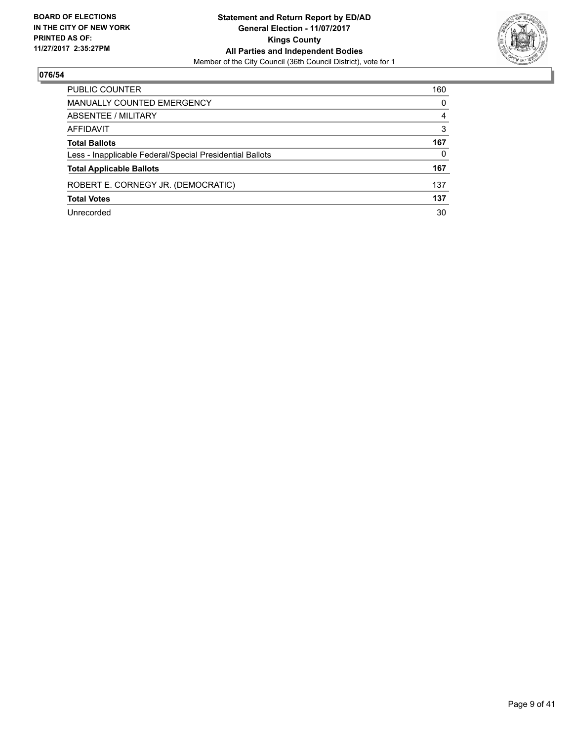BOARD OF ELECTIONS
IN THE CITY OF NEW YORK
PRINTED AS OF:
11/27/2017 2:35:27PM

**Statement and Return Report by ED/AD**
**General Election - 11/07/2017**
**Kings County**
**All Parties and Independent Bodies**
Member of the City Council (36th Council District), vote for 1

## 076/54

| | |
|---|---|
| PUBLIC COUNTER | 160 |
| MANUALLY COUNTED EMERGENCY | 0 |
| ABSENTEE / MILITARY | 4 |
| AFFIDAVIT | 3 |
| **Total Ballots** | **167** |
| Less - Inapplicable Federal/Special Presidential Ballots | 0 |
| **Total Applicable Ballots** | **167** |
| ROBERT E. CORNEGY JR. (DEMOCRATIC) | 137 |
| **Total Votes** | **137** |
| Unrecorded | 30 |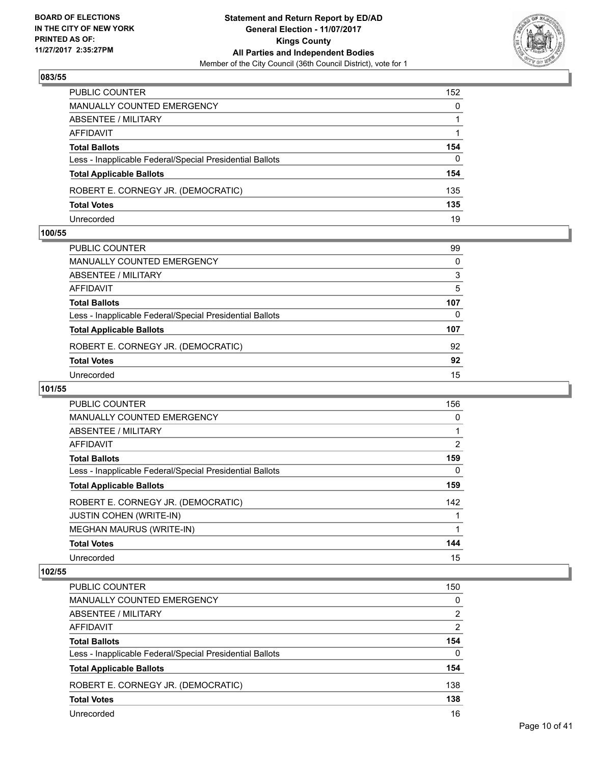## 083/55

| | |
|---|---|
| PUBLIC COUNTER | 152 |
| MANUALLY COUNTED EMERGENCY | 0 |
| ABSENTEE / MILITARY | 1 |
| AFFIDAVIT | 1 |
| **Total Ballots** | **154** |
| Less - Inapplicable Federal/Special Presidential Ballots | 0 |
| **Total Applicable Ballots** | **154** |
| ROBERT E. CORNEGY JR. (DEMOCRATIC) | 135 |
| **Total Votes** | **135** |
| Unrecorded | 19 |

## 100/55

| | |
|---|---|
| PUBLIC COUNTER | 99 |
| MANUALLY COUNTED EMERGENCY | 0 |
| ABSENTEE / MILITARY | 3 |
| AFFIDAVIT | 5 |
| **Total Ballots** | **107** |
| Less - Inapplicable Federal/Special Presidential Ballots | 0 |
| **Total Applicable Ballots** | **107** |
| ROBERT E. CORNEGY JR. (DEMOCRATIC) | 92 |
| **Total Votes** | **92** |
| Unrecorded | 15 |

## 101/55

| | |
|---|---|
| PUBLIC COUNTER | 156 |
| MANUALLY COUNTED EMERGENCY | 0 |
| ABSENTEE / MILITARY | 1 |
| AFFIDAVIT | 2 |
| **Total Ballots** | **159** |
| Less - Inapplicable Federal/Special Presidential Ballots | 0 |
| **Total Applicable Ballots** | **159** |
| ROBERT E. CORNEGY JR. (DEMOCRATIC) | 142 |
| JUSTIN COHEN (WRITE-IN) | 1 |
| MEGHAN MAURUS (WRITE-IN) | 1 |
| **Total Votes** | **144** |
| Unrecorded | 15 |

## 102/55

| | |
|---|---|
| PUBLIC COUNTER | 150 |
| MANUALLY COUNTED EMERGENCY | 0 |
| ABSENTEE / MILITARY | 2 |
| AFFIDAVIT | 2 |
| **Total Ballots** | **154** |
| Less - Inapplicable Federal/Special Presidential Ballots | 0 |
| **Total Applicable Ballots** | **154** |
| ROBERT E. CORNEGY JR. (DEMOCRATIC) | 138 |
| **Total Votes** | **138** |
| Unrecorded | 16 |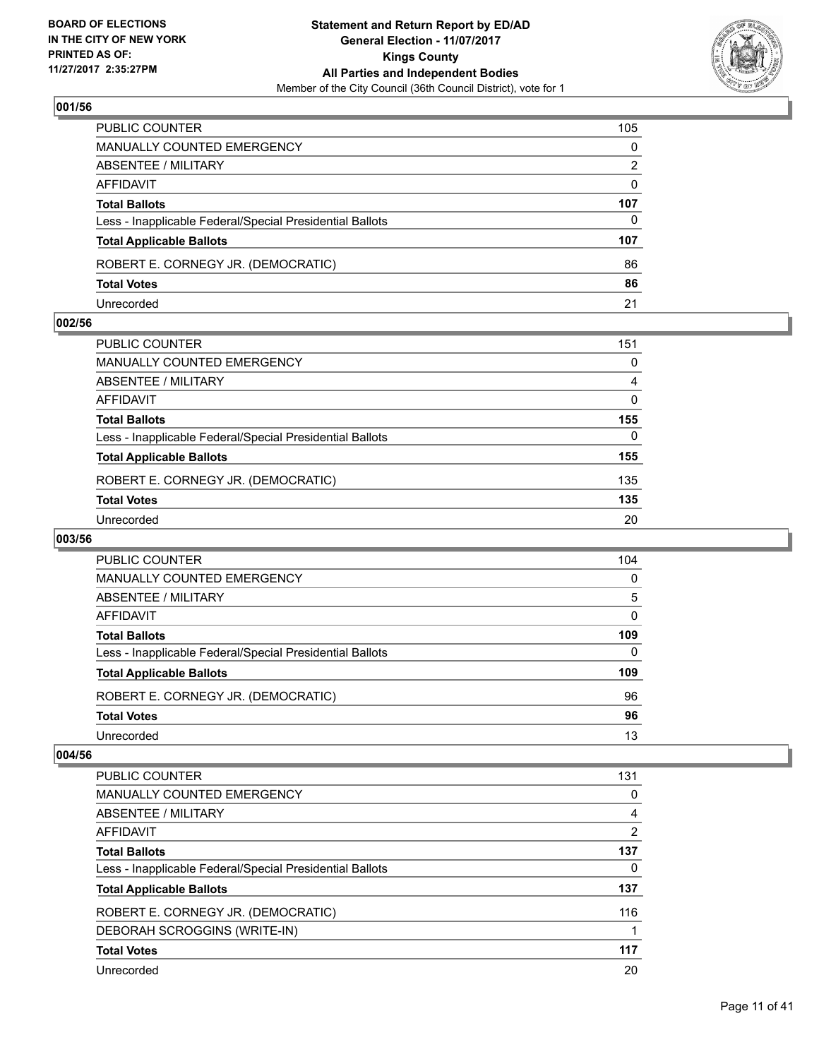**BOARD OF ELECTIONS IN THE CITY OF NEW YORK PRINTED AS OF: 11/27/2017 2:35:27PM**

**Statement and Return Report by ED/AD**
**General Election - 11/07/2017**
**Kings County**
**All Parties and Independent Bodies**
Member of the City Council (36th Council District), vote for 1

### 001/56

| | |
|---|---|
| PUBLIC COUNTER | 105 |
| MANUALLY COUNTED EMERGENCY | 0 |
| ABSENTEE / MILITARY | 2 |
| AFFIDAVIT | 0 |
| **Total Ballots** | **107** |
| Less - Inapplicable Federal/Special Presidential Ballots | 0 |
| **Total Applicable Ballots** | **107** |
| ROBERT E. CORNEGY JR. (DEMOCRATIC) | 86 |
| **Total Votes** | **86** |
| Unrecorded | 21 |

### 002/56

| | |
|---|---|
| PUBLIC COUNTER | 151 |
| MANUALLY COUNTED EMERGENCY | 0 |
| ABSENTEE / MILITARY | 4 |
| AFFIDAVIT | 0 |
| **Total Ballots** | **155** |
| Less - Inapplicable Federal/Special Presidential Ballots | 0 |
| **Total Applicable Ballots** | **155** |
| ROBERT E. CORNEGY JR. (DEMOCRATIC) | 135 |
| **Total Votes** | **135** |
| Unrecorded | 20 |

### 003/56

| | |
|---|---|
| PUBLIC COUNTER | 104 |
| MANUALLY COUNTED EMERGENCY | 0 |
| ABSENTEE / MILITARY | 5 |
| AFFIDAVIT | 0 |
| **Total Ballots** | **109** |
| Less - Inapplicable Federal/Special Presidential Ballots | 0 |
| **Total Applicable Ballots** | **109** |
| ROBERT E. CORNEGY JR. (DEMOCRATIC) | 96 |
| **Total Votes** | **96** |
| Unrecorded | 13 |

### 004/56

| | |
|---|---|
| PUBLIC COUNTER | 131 |
| MANUALLY COUNTED EMERGENCY | 0 |
| ABSENTEE / MILITARY | 4 |
| AFFIDAVIT | 2 |
| **Total Ballots** | **137** |
| Less - Inapplicable Federal/Special Presidential Ballots | 0 |
| **Total Applicable Ballots** | **137** |
| ROBERT E. CORNEGY JR. (DEMOCRATIC) | 116 |
| DEBORAH SCROGGINS (WRITE-IN) | 1 |
| **Total Votes** | **117** |
| Unrecorded | 20 |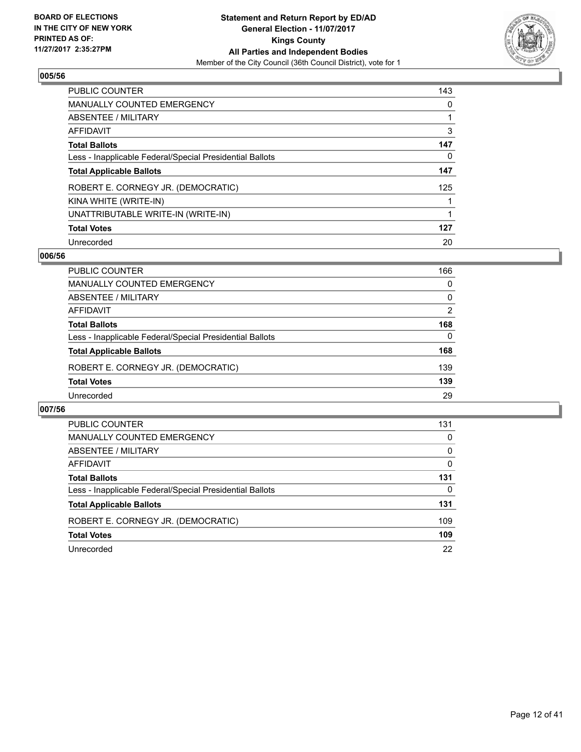**BOARD OF ELECTIONS IN THE CITY OF NEW YORK PRINTED AS OF: 11/27/2017 2:35:27PM**

**Statement and Return Report by ED/AD**
**General Election - 11/07/2017**
**Kings County**
**All Parties and Independent Bodies**
Member of the City Council (36th Council District), vote for 1

### 005/56

| | |
|---|---|
| PUBLIC COUNTER | 143 |
| MANUALLY COUNTED EMERGENCY | 0 |
| ABSENTEE / MILITARY | 1 |
| AFFIDAVIT | 3 |
| **Total Ballots** | **147** |
| Less - Inapplicable Federal/Special Presidential Ballots | 0 |
| **Total Applicable Ballots** | **147** |
| ROBERT E. CORNEGY JR. (DEMOCRATIC) | 125 |
| KINA WHITE (WRITE-IN) | 1 |
| UNATTRIBUTABLE WRITE-IN (WRITE-IN) | 1 |
| **Total Votes** | **127** |
| Unrecorded | 20 |

### 006/56

| | |
|---|---|
| PUBLIC COUNTER | 166 |
| MANUALLY COUNTED EMERGENCY | 0 |
| ABSENTEE / MILITARY | 0 |
| AFFIDAVIT | 2 |
| **Total Ballots** | **168** |
| Less - Inapplicable Federal/Special Presidential Ballots | 0 |
| **Total Applicable Ballots** | **168** |
| ROBERT E. CORNEGY JR. (DEMOCRATIC) | 139 |
| **Total Votes** | **139** |
| Unrecorded | 29 |

### 007/56

| | |
|---|---|
| PUBLIC COUNTER | 131 |
| MANUALLY COUNTED EMERGENCY | 0 |
| ABSENTEE / MILITARY | 0 |
| AFFIDAVIT | 0 |
| **Total Ballots** | **131** |
| Less - Inapplicable Federal/Special Presidential Ballots | 0 |
| **Total Applicable Ballots** | **131** |
| ROBERT E. CORNEGY JR. (DEMOCRATIC) | 109 |
| **Total Votes** | **109** |
| Unrecorded | 22 |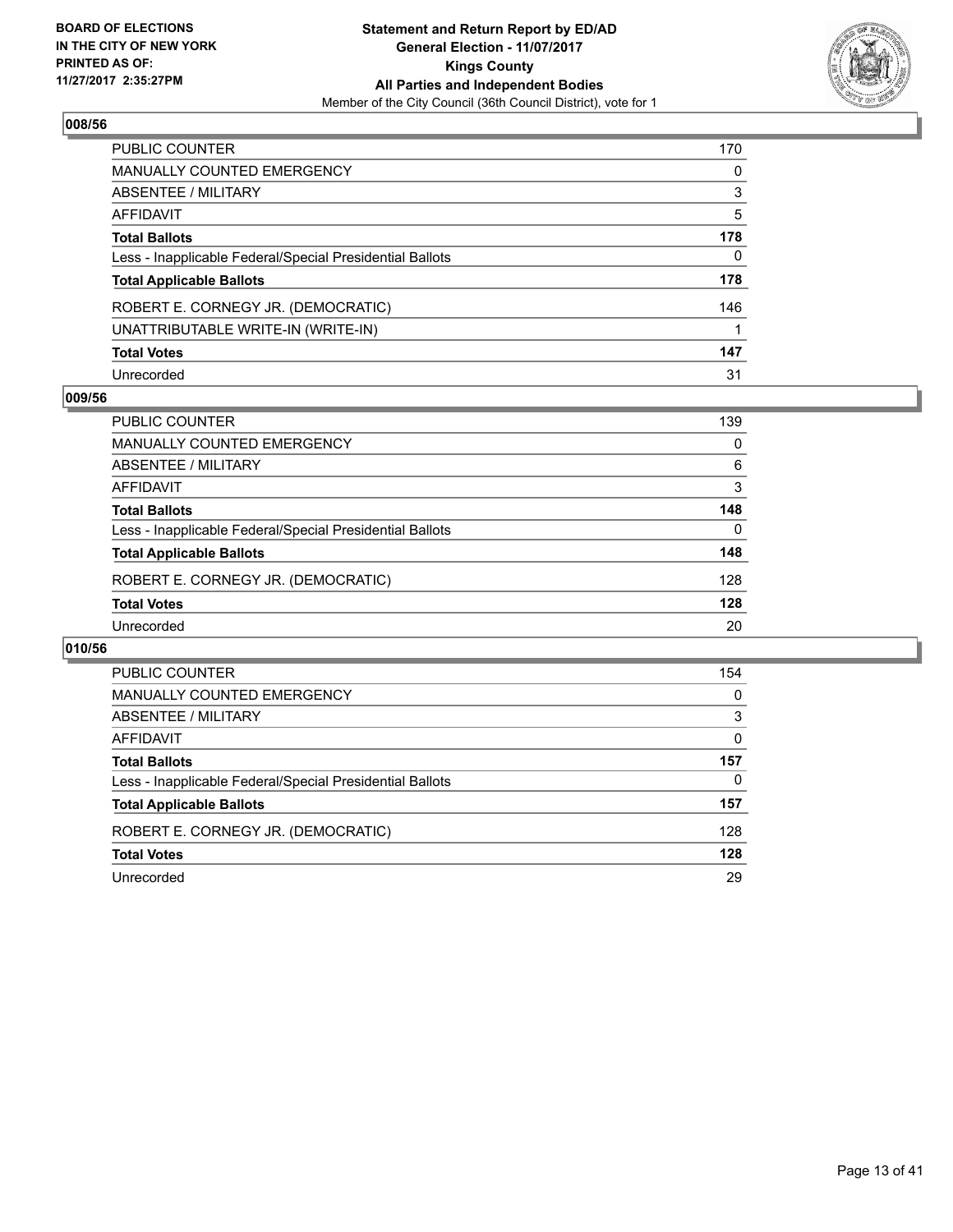BOARD OF ELECTIONS
IN THE CITY OF NEW YORK
PRINTED AS OF:
11/27/2017 2:35:27PM

**Statement and Return Report by ED/AD**
**General Election - 11/07/2017**
**Kings County**
**All Parties and Independent Bodies**
Member of the City Council (36th Council District), vote for 1

## 008/56

| | |
|---|---|
| PUBLIC COUNTER | 170 |
| MANUALLY COUNTED EMERGENCY | 0 |
| ABSENTEE / MILITARY | 3 |
| AFFIDAVIT | 5 |
| **Total Ballots** | **178** |
| Less - Inapplicable Federal/Special Presidential Ballots | 0 |
| **Total Applicable Ballots** | **178** |
| ROBERT E. CORNEGY JR. (DEMOCRATIC) | 146 |
| UNATTRIBUTABLE WRITE-IN (WRITE-IN) | 1 |
| **Total Votes** | **147** |
| Unrecorded | 31 |

## 009/56

| | |
|---|---|
| PUBLIC COUNTER | 139 |
| MANUALLY COUNTED EMERGENCY | 0 |
| ABSENTEE / MILITARY | 6 |
| AFFIDAVIT | 3 |
| **Total Ballots** | **148** |
| Less - Inapplicable Federal/Special Presidential Ballots | 0 |
| **Total Applicable Ballots** | **148** |
| ROBERT E. CORNEGY JR. (DEMOCRATIC) | 128 |
| **Total Votes** | **128** |
| Unrecorded | 20 |

## 010/56

| | |
|---|---|
| PUBLIC COUNTER | 154 |
| MANUALLY COUNTED EMERGENCY | 0 |
| ABSENTEE / MILITARY | 3 |
| AFFIDAVIT | 0 |
| **Total Ballots** | **157** |
| Less - Inapplicable Federal/Special Presidential Ballots | 0 |
| **Total Applicable Ballots** | **157** |
| ROBERT E. CORNEGY JR. (DEMOCRATIC) | 128 |
| **Total Votes** | **128** |
| Unrecorded | 29 |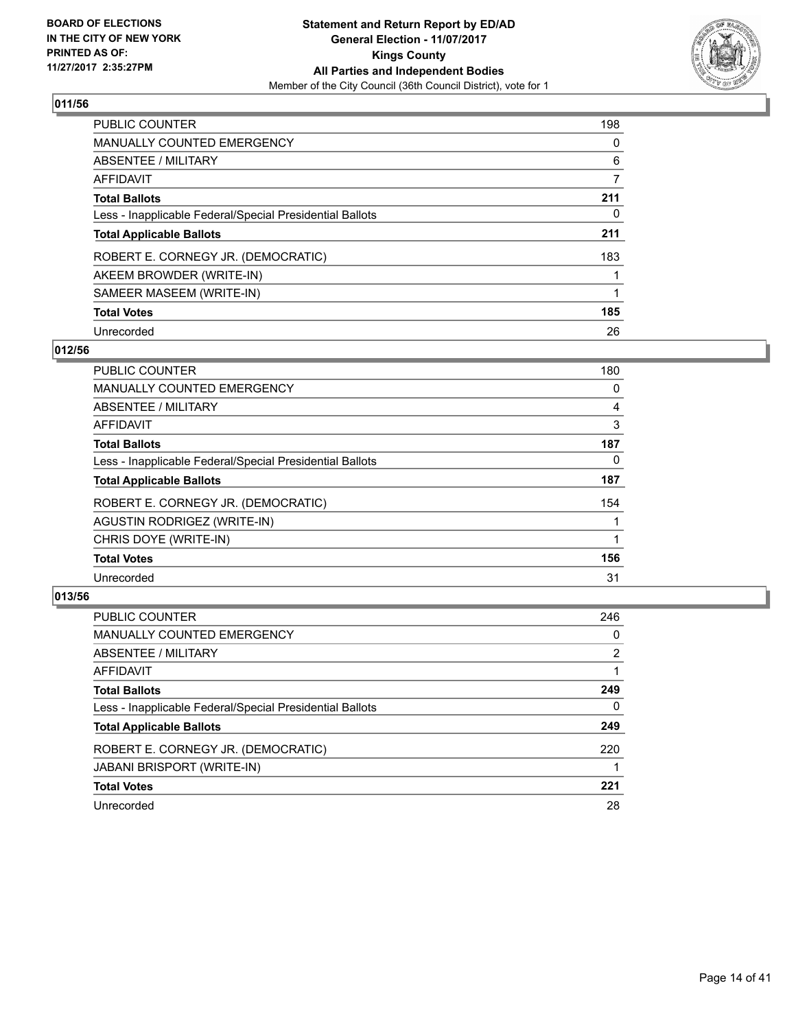BOARD OF ELECTIONS
IN THE CITY OF NEW YORK
PRINTED AS OF:
11/27/2017 2:35:27PM

**Statement and Return Report by ED/AD**
**General Election - 11/07/2017**
**Kings County**
**All Parties and Independent Bodies**
Member of the City Council (36th Council District), vote for 1

### 011/56

| | |
|---|---|
| PUBLIC COUNTER | 198 |
| MANUALLY COUNTED EMERGENCY | 0 |
| ABSENTEE / MILITARY | 6 |
| AFFIDAVIT | 7 |
| **Total Ballots** | **211** |
| Less - Inapplicable Federal/Special Presidential Ballots | 0 |
| **Total Applicable Ballots** | **211** |
| ROBERT E. CORNEGY JR. (DEMOCRATIC) | 183 |
| AKEEM BROWDER (WRITE-IN) | 1 |
| SAMEER MASEEM (WRITE-IN) | 1 |
| **Total Votes** | **185** |
| Unrecorded | 26 |

### 012/56

| | |
|---|---|
| PUBLIC COUNTER | 180 |
| MANUALLY COUNTED EMERGENCY | 0 |
| ABSENTEE / MILITARY | 4 |
| AFFIDAVIT | 3 |
| **Total Ballots** | **187** |
| Less - Inapplicable Federal/Special Presidential Ballots | 0 |
| **Total Applicable Ballots** | **187** |
| ROBERT E. CORNEGY JR. (DEMOCRATIC) | 154 |
| AGUSTIN RODRIGEZ (WRITE-IN) | 1 |
| CHRIS DOYE (WRITE-IN) | 1 |
| **Total Votes** | **156** |
| Unrecorded | 31 |

### 013/56

| | |
|---|---|
| PUBLIC COUNTER | 246 |
| MANUALLY COUNTED EMERGENCY | 0 |
| ABSENTEE / MILITARY | 2 |
| AFFIDAVIT | 1 |
| **Total Ballots** | **249** |
| Less - Inapplicable Federal/Special Presidential Ballots | 0 |
| **Total Applicable Ballots** | **249** |
| ROBERT E. CORNEGY JR. (DEMOCRATIC) | 220 |
| JABANI BRISPORT (WRITE-IN) | 1 |
| **Total Votes** | **221** |
| Unrecorded | 28 |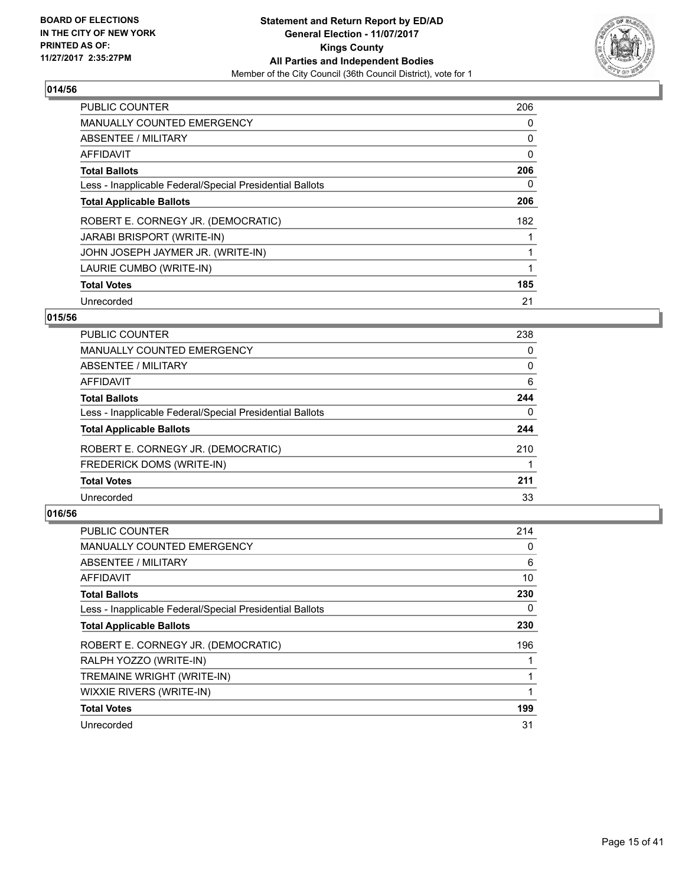BOARD OF ELECTIONS
IN THE CITY OF NEW YORK
PRINTED AS OF:
11/27/2017 2:35:27PM

**Statement and Return Report by ED/AD**
**General Election - 11/07/2017**
**Kings County**
**All Parties and Independent Bodies**
Member of the City Council (36th Council District), vote for 1

## 014/56

| | |
|---|---|
| PUBLIC COUNTER | 206 |
| MANUALLY COUNTED EMERGENCY | 0 |
| ABSENTEE / MILITARY | 0 |
| AFFIDAVIT | 0 |
| **Total Ballots** | **206** |
| Less - Inapplicable Federal/Special Presidential Ballots | 0 |
| **Total Applicable Ballots** | **206** |
| ROBERT E. CORNEGY JR. (DEMOCRATIC) | 182 |
| JARABI BRISPORT (WRITE-IN) | 1 |
| JOHN JOSEPH JAYMER JR. (WRITE-IN) | 1 |
| LAURIE CUMBO (WRITE-IN) | 1 |
| **Total Votes** | **185** |
| Unrecorded | 21 |

## 015/56

| | |
|---|---|
| PUBLIC COUNTER | 238 |
| MANUALLY COUNTED EMERGENCY | 0 |
| ABSENTEE / MILITARY | 0 |
| AFFIDAVIT | 6 |
| **Total Ballots** | **244** |
| Less - Inapplicable Federal/Special Presidential Ballots | 0 |
| **Total Applicable Ballots** | **244** |
| ROBERT E. CORNEGY JR. (DEMOCRATIC) | 210 |
| FREDERICK DOMS (WRITE-IN) | 1 |
| **Total Votes** | **211** |
| Unrecorded | 33 |

## 016/56

| | |
|---|---|
| PUBLIC COUNTER | 214 |
| MANUALLY COUNTED EMERGENCY | 0 |
| ABSENTEE / MILITARY | 6 |
| AFFIDAVIT | 10 |
| **Total Ballots** | **230** |
| Less - Inapplicable Federal/Special Presidential Ballots | 0 |
| **Total Applicable Ballots** | **230** |
| ROBERT E. CORNEGY JR. (DEMOCRATIC) | 196 |
| RALPH YOZZO (WRITE-IN) | 1 |
| TREMAINE WRIGHT (WRITE-IN) | 1 |
| WIXXIE RIVERS (WRITE-IN) | 1 |
| **Total Votes** | **199** |
| Unrecorded | 31 |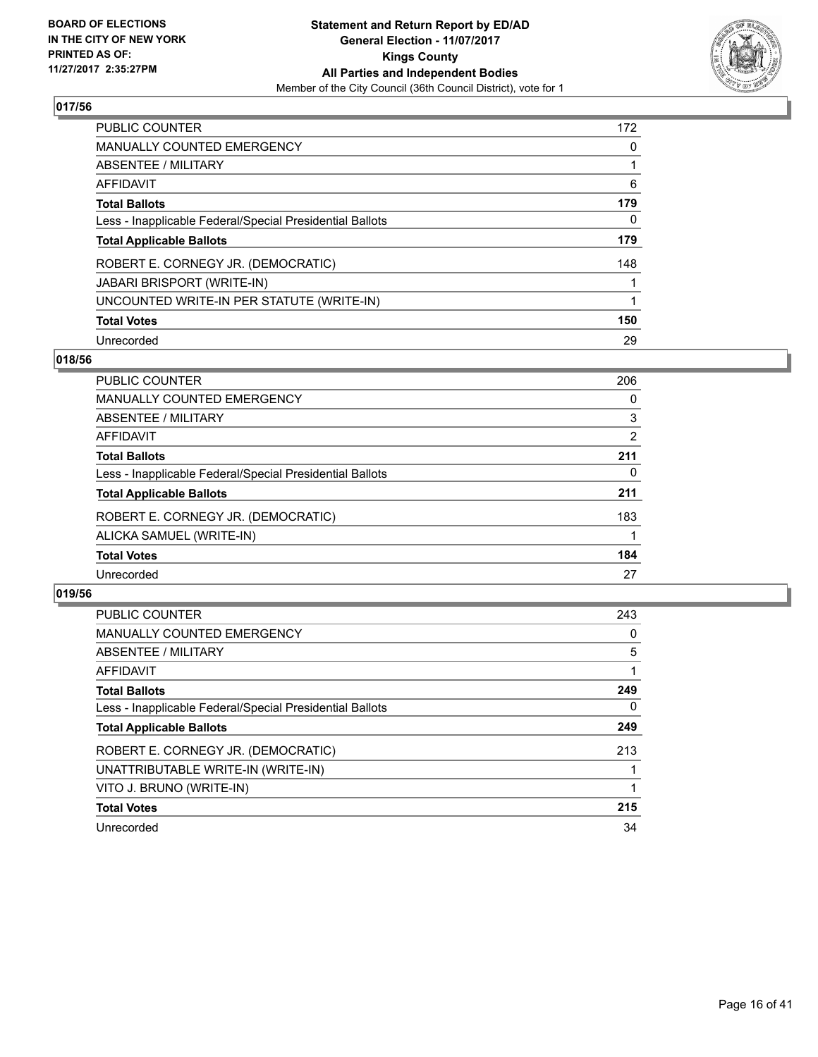**BOARD OF ELECTIONS IN THE CITY OF NEW YORK PRINTED AS OF: 11/27/2017 2:35:27PM**

**Statement and Return Report by ED/AD General Election - 11/07/2017 Kings County All Parties and Independent Bodies**
Member of the City Council (36th Council District), vote for 1

## 017/56

| | |
|---|---|
| PUBLIC COUNTER | 172 |
| MANUALLY COUNTED EMERGENCY | 0 |
| ABSENTEE / MILITARY | 1 |
| AFFIDAVIT | 6 |
| **Total Ballots** | **179** |
| Less - Inapplicable Federal/Special Presidential Ballots | 0 |
| **Total Applicable Ballots** | **179** |
| ROBERT E. CORNEGY JR. (DEMOCRATIC) | 148 |
| JABARI BRISPORT (WRITE-IN) | 1 |
| UNCOUNTED WRITE-IN PER STATUTE (WRITE-IN) | 1 |
| **Total Votes** | **150** |
| Unrecorded | 29 |

## 018/56

| | |
|---|---|
| PUBLIC COUNTER | 206 |
| MANUALLY COUNTED EMERGENCY | 0 |
| ABSENTEE / MILITARY | 3 |
| AFFIDAVIT | 2 |
| **Total Ballots** | **211** |
| Less - Inapplicable Federal/Special Presidential Ballots | 0 |
| **Total Applicable Ballots** | **211** |
| ROBERT E. CORNEGY JR. (DEMOCRATIC) | 183 |
| ALICKA SAMUEL (WRITE-IN) | 1 |
| **Total Votes** | **184** |
| Unrecorded | 27 |

## 019/56

| | |
|---|---|
| PUBLIC COUNTER | 243 |
| MANUALLY COUNTED EMERGENCY | 0 |
| ABSENTEE / MILITARY | 5 |
| AFFIDAVIT | 1 |
| **Total Ballots** | **249** |
| Less - Inapplicable Federal/Special Presidential Ballots | 0 |
| **Total Applicable Ballots** | **249** |
| ROBERT E. CORNEGY JR. (DEMOCRATIC) | 213 |
| UNATTRIBUTABLE WRITE-IN (WRITE-IN) | 1 |
| VITO J. BRUNO (WRITE-IN) | 1 |
| **Total Votes** | **215** |
| Unrecorded | 34 |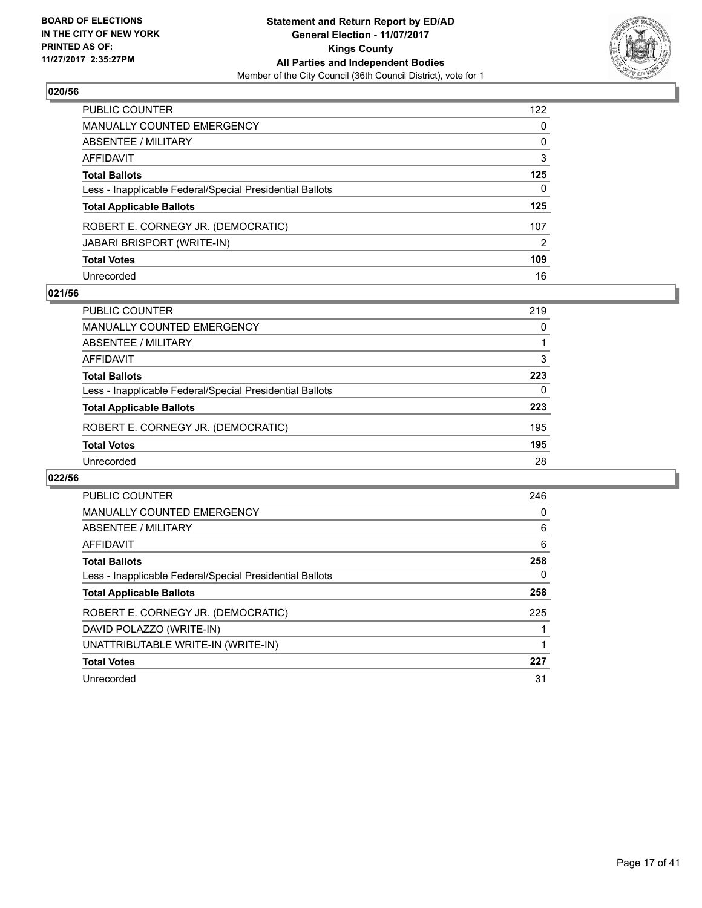BOARD OF ELECTIONS
IN THE CITY OF NEW YORK
PRINTED AS OF:
11/27/2017 2:35:27PM

**Statement and Return Report by ED/AD**
**General Election - 11/07/2017**
**Kings County**
**All Parties and Independent Bodies**
Member of the City Council (36th Council District), vote for 1

### 020/56

| | |
|---|---|
| PUBLIC COUNTER | 122 |
| MANUALLY COUNTED EMERGENCY | 0 |
| ABSENTEE / MILITARY | 0 |
| AFFIDAVIT | 3 |
| **Total Ballots** | **125** |
| Less - Inapplicable Federal/Special Presidential Ballots | 0 |
| **Total Applicable Ballots** | **125** |
| ROBERT E. CORNEGY JR. (DEMOCRATIC) | 107 |
| JABARI BRISPORT (WRITE-IN) | 2 |
| **Total Votes** | **109** |
| Unrecorded | 16 |

### 021/56

| | |
|---|---|
| PUBLIC COUNTER | 219 |
| MANUALLY COUNTED EMERGENCY | 0 |
| ABSENTEE / MILITARY | 1 |
| AFFIDAVIT | 3 |
| **Total Ballots** | **223** |
| Less - Inapplicable Federal/Special Presidential Ballots | 0 |
| **Total Applicable Ballots** | **223** |
| ROBERT E. CORNEGY JR. (DEMOCRATIC) | 195 |
| **Total Votes** | **195** |
| Unrecorded | 28 |

### 022/56

| | |
|---|---|
| PUBLIC COUNTER | 246 |
| MANUALLY COUNTED EMERGENCY | 0 |
| ABSENTEE / MILITARY | 6 |
| AFFIDAVIT | 6 |
| **Total Ballots** | **258** |
| Less - Inapplicable Federal/Special Presidential Ballots | 0 |
| **Total Applicable Ballots** | **258** |
| ROBERT E. CORNEGY JR. (DEMOCRATIC) | 225 |
| DAVID POLAZZO (WRITE-IN) | 1 |
| UNATTRIBUTABLE WRITE-IN (WRITE-IN) | 1 |
| **Total Votes** | **227** |
| Unrecorded | 31 |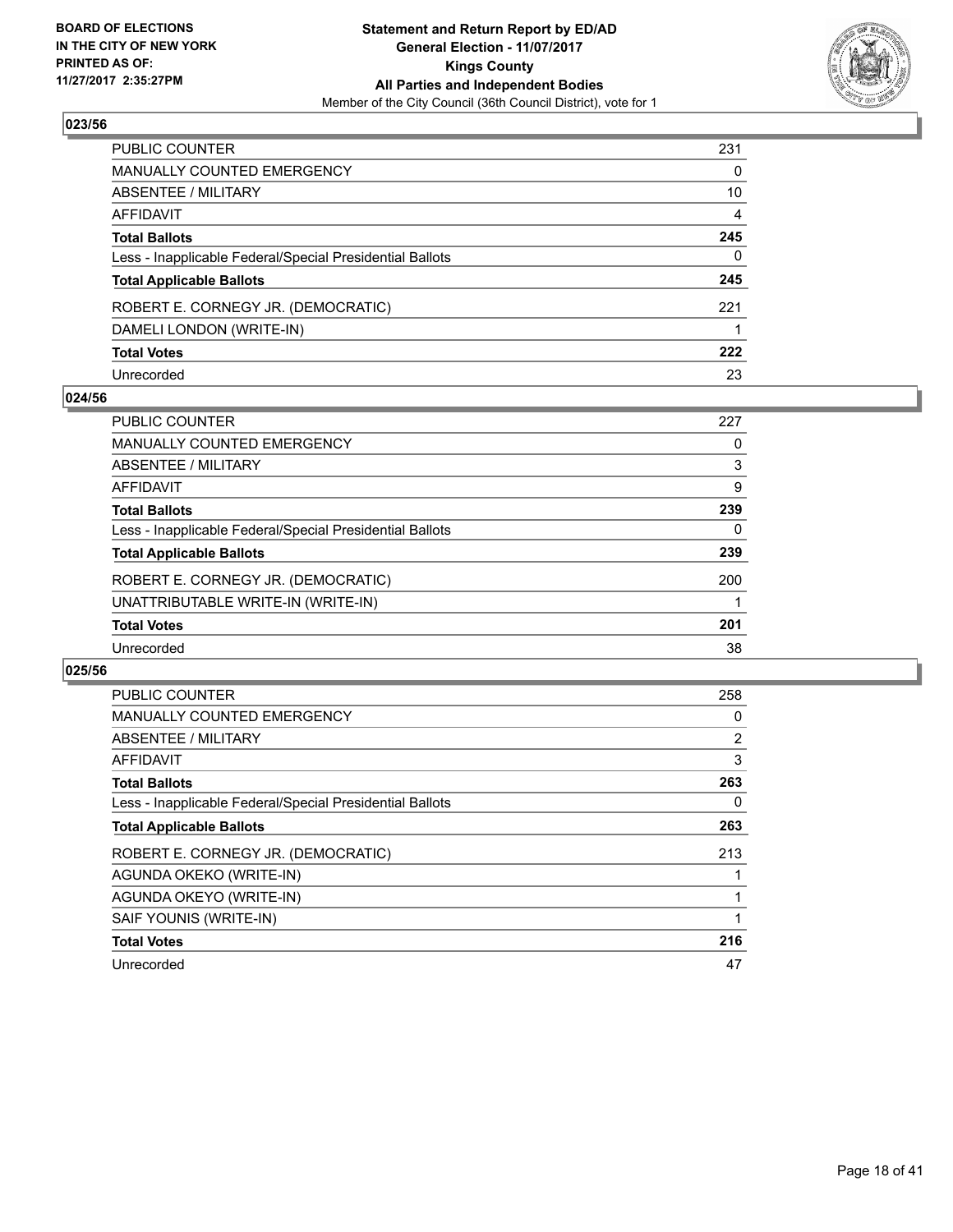BOARD OF ELECTIONS IN THE CITY OF NEW YORK PRINTED AS OF: 11/27/2017 2:35:27PM

**Statement and Return Report by ED/AD**
**General Election - 11/07/2017**
**Kings County**
**All Parties and Independent Bodies**
Member of the City Council (36th Council District), vote for 1

### 023/56

| | |
|---|---|
| PUBLIC COUNTER | 231 |
| MANUALLY COUNTED EMERGENCY | 0 |
| ABSENTEE / MILITARY | 10 |
| AFFIDAVIT | 4 |
| **Total Ballots** | **245** |
| Less - Inapplicable Federal/Special Presidential Ballots | 0 |
| **Total Applicable Ballots** | **245** |
| ROBERT E. CORNEGY JR. (DEMOCRATIC) | 221 |
| DAMELI LONDON (WRITE-IN) | 1 |
| **Total Votes** | **222** |
| Unrecorded | 23 |

### 024/56

| | |
|---|---|
| PUBLIC COUNTER | 227 |
| MANUALLY COUNTED EMERGENCY | 0 |
| ABSENTEE / MILITARY | 3 |
| AFFIDAVIT | 9 |
| **Total Ballots** | **239** |
| Less - Inapplicable Federal/Special Presidential Ballots | 0 |
| **Total Applicable Ballots** | **239** |
| ROBERT E. CORNEGY JR. (DEMOCRATIC) | 200 |
| UNATTRIBUTABLE WRITE-IN (WRITE-IN) | 1 |
| **Total Votes** | **201** |
| Unrecorded | 38 |

### 025/56

| | |
|---|---|
| PUBLIC COUNTER | 258 |
| MANUALLY COUNTED EMERGENCY | 0 |
| ABSENTEE / MILITARY | 2 |
| AFFIDAVIT | 3 |
| **Total Ballots** | **263** |
| Less - Inapplicable Federal/Special Presidential Ballots | 0 |
| **Total Applicable Ballots** | **263** |
| ROBERT E. CORNEGY JR. (DEMOCRATIC) | 213 |
| AGUNDA OKEKO (WRITE-IN) | 1 |
| AGUNDA OKEYO (WRITE-IN) | 1 |
| SAIF YOUNIS (WRITE-IN) | 1 |
| **Total Votes** | **216** |
| Unrecorded | 47 |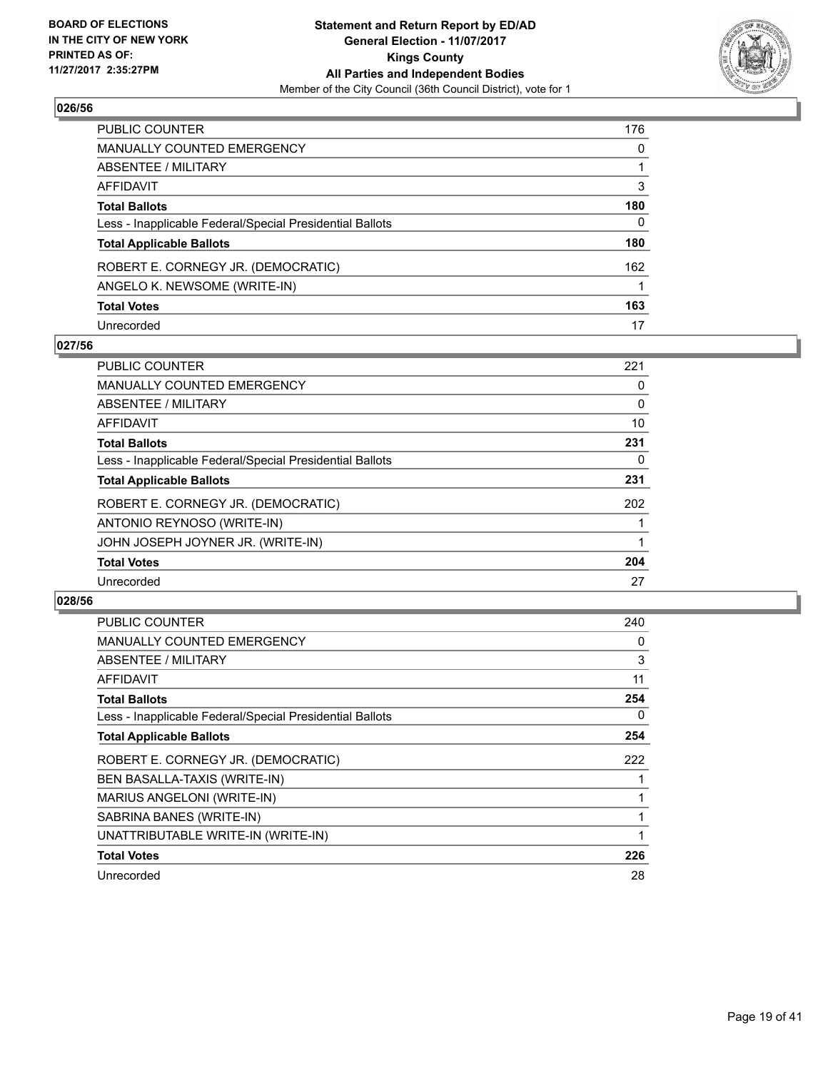**BOARD OF ELECTIONS IN THE CITY OF NEW YORK PRINTED AS OF: 11/27/2017 2:35:27PM**

**Statement and Return Report by ED/AD**
**General Election - 11/07/2017**
**Kings County**
**All Parties and Independent Bodies**
Member of the City Council (36th Council District), vote for 1

### 026/56

| | |
|---|---|
| PUBLIC COUNTER | 176 |
| MANUALLY COUNTED EMERGENCY | 0 |
| ABSENTEE / MILITARY | 1 |
| AFFIDAVIT | 3 |
| **Total Ballots** | **180** |
| Less - Inapplicable Federal/Special Presidential Ballots | 0 |
| **Total Applicable Ballots** | **180** |
| ROBERT E. CORNEGY JR. (DEMOCRATIC) | 162 |
| ANGELO K. NEWSOME (WRITE-IN) | 1 |
| **Total Votes** | **163** |
| Unrecorded | 17 |

### 027/56

| | |
|---|---|
| PUBLIC COUNTER | 221 |
| MANUALLY COUNTED EMERGENCY | 0 |
| ABSENTEE / MILITARY | 0 |
| AFFIDAVIT | 10 |
| **Total Ballots** | **231** |
| Less - Inapplicable Federal/Special Presidential Ballots | 0 |
| **Total Applicable Ballots** | **231** |
| ROBERT E. CORNEGY JR. (DEMOCRATIC) | 202 |
| ANTONIO REYNOSO (WRITE-IN) | 1 |
| JOHN JOSEPH JOYNER JR. (WRITE-IN) | 1 |
| **Total Votes** | **204** |
| Unrecorded | 27 |

### 028/56

| | |
|---|---|
| PUBLIC COUNTER | 240 |
| MANUALLY COUNTED EMERGENCY | 0 |
| ABSENTEE / MILITARY | 3 |
| AFFIDAVIT | 11 |
| **Total Ballots** | **254** |
| Less - Inapplicable Federal/Special Presidential Ballots | 0 |
| **Total Applicable Ballots** | **254** |
| ROBERT E. CORNEGY JR. (DEMOCRATIC) | 222 |
| BEN BASALLA-TAXIS (WRITE-IN) | 1 |
| MARIUS ANGELONI (WRITE-IN) | 1 |
| SABRINA BANES (WRITE-IN) | 1 |
| UNATTRIBUTABLE WRITE-IN (WRITE-IN) | 1 |
| **Total Votes** | **226** |
| Unrecorded | 28 |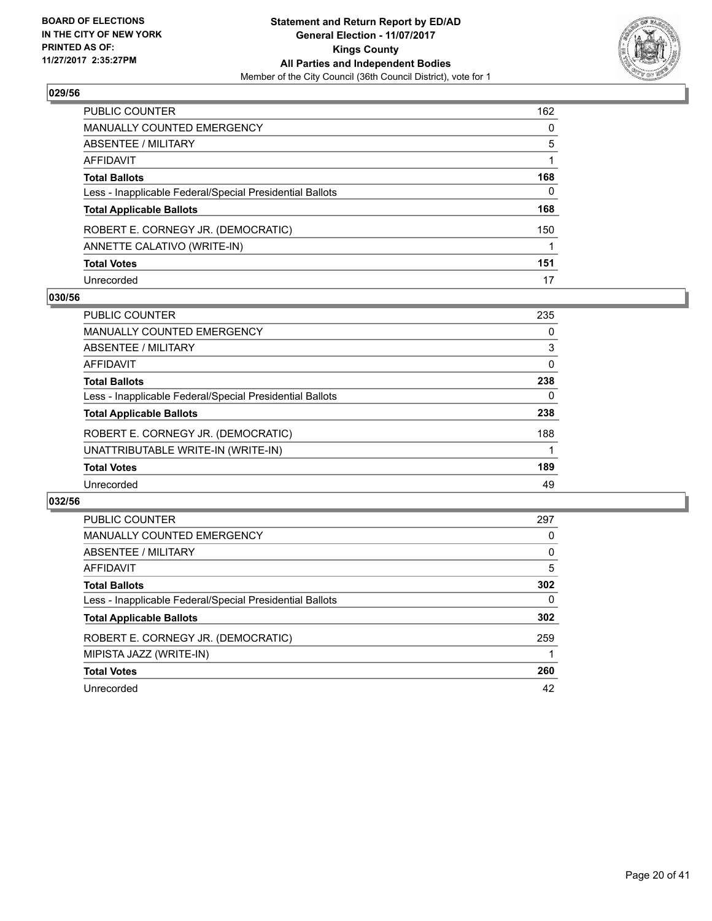BOARD OF ELECTIONS
IN THE CITY OF NEW YORK
PRINTED AS OF:
11/27/2017 2:35:27PM

**Statement and Return Report by ED/AD**
**General Election - 11/07/2017**
**Kings County**
**All Parties and Independent Bodies**
Member of the City Council (36th Council District), vote for 1

### 029/56

| | |
|---|---|
| PUBLIC COUNTER | 162 |
| MANUALLY COUNTED EMERGENCY | 0 |
| ABSENTEE / MILITARY | 5 |
| AFFIDAVIT | 1 |
| **Total Ballots** | **168** |
| Less - Inapplicable Federal/Special Presidential Ballots | 0 |
| **Total Applicable Ballots** | **168** |
| ROBERT E. CORNEGY JR. (DEMOCRATIC) | 150 |
| ANNETTE CALATIVO (WRITE-IN) | 1 |
| **Total Votes** | **151** |
| Unrecorded | 17 |

### 030/56

| | |
|---|---|
| PUBLIC COUNTER | 235 |
| MANUALLY COUNTED EMERGENCY | 0 |
| ABSENTEE / MILITARY | 3 |
| AFFIDAVIT | 0 |
| **Total Ballots** | **238** |
| Less - Inapplicable Federal/Special Presidential Ballots | 0 |
| **Total Applicable Ballots** | **238** |
| ROBERT E. CORNEGY JR. (DEMOCRATIC) | 188 |
| UNATTRIBUTABLE WRITE-IN (WRITE-IN) | 1 |
| **Total Votes** | **189** |
| Unrecorded | 49 |

### 032/56

| | |
|---|---|
| PUBLIC COUNTER | 297 |
| MANUALLY COUNTED EMERGENCY | 0 |
| ABSENTEE / MILITARY | 0 |
| AFFIDAVIT | 5 |
| **Total Ballots** | **302** |
| Less - Inapplicable Federal/Special Presidential Ballots | 0 |
| **Total Applicable Ballots** | **302** |
| ROBERT E. CORNEGY JR. (DEMOCRATIC) | 259 |
| MIPISTA JAZZ (WRITE-IN) | 1 |
| **Total Votes** | **260** |
| Unrecorded | 42 |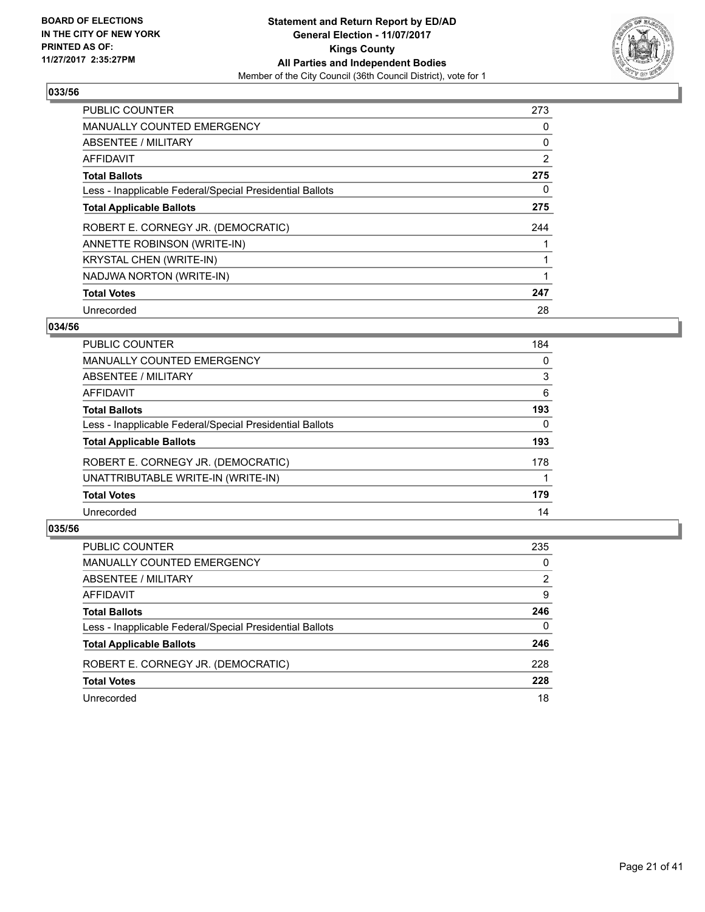**BOARD OF ELECTIONS IN THE CITY OF NEW YORK PRINTED AS OF: 11/27/2017 2:35:27PM**

**Statement and Return Report by ED/AD General Election - 11/07/2017 Kings County All Parties and Independent Bodies**

Member of the City Council (36th Council District), vote for 1

### 033/56

| | |
|---|---|
| PUBLIC COUNTER | 273 |
| MANUALLY COUNTED EMERGENCY | 0 |
| ABSENTEE / MILITARY | 0 |
| AFFIDAVIT | 2 |
| **Total Ballots** | **275** |
| Less - Inapplicable Federal/Special Presidential Ballots | 0 |
| **Total Applicable Ballots** | **275** |
| ROBERT E. CORNEGY JR. (DEMOCRATIC) | 244 |
| ANNETTE ROBINSON (WRITE-IN) | 1 |
| KRYSTAL CHEN (WRITE-IN) | 1 |
| NADJWA NORTON (WRITE-IN) | 1 |
| **Total Votes** | **247** |
| Unrecorded | 28 |

### 034/56

| | |
|---|---|
| PUBLIC COUNTER | 184 |
| MANUALLY COUNTED EMERGENCY | 0 |
| ABSENTEE / MILITARY | 3 |
| AFFIDAVIT | 6 |
| **Total Ballots** | **193** |
| Less - Inapplicable Federal/Special Presidential Ballots | 0 |
| **Total Applicable Ballots** | **193** |
| ROBERT E. CORNEGY JR. (DEMOCRATIC) | 178 |
| UNATTRIBUTABLE WRITE-IN (WRITE-IN) | 1 |
| **Total Votes** | **179** |
| Unrecorded | 14 |

### 035/56

| | |
|---|---|
| PUBLIC COUNTER | 235 |
| MANUALLY COUNTED EMERGENCY | 0 |
| ABSENTEE / MILITARY | 2 |
| AFFIDAVIT | 9 |
| **Total Ballots** | **246** |
| Less - Inapplicable Federal/Special Presidential Ballots | 0 |
| **Total Applicable Ballots** | **246** |
| ROBERT E. CORNEGY JR. (DEMOCRATIC) | 228 |
| **Total Votes** | **228** |
| Unrecorded | 18 |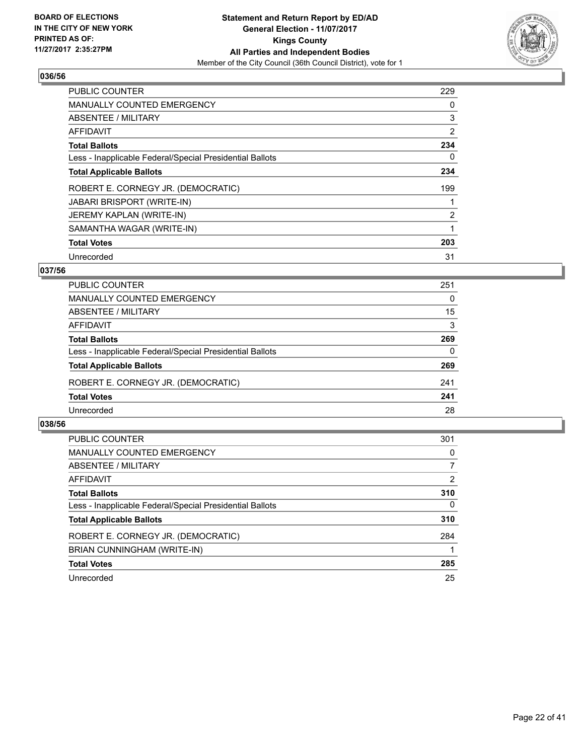**BOARD OF ELECTIONS IN THE CITY OF NEW YORK PRINTED AS OF: 11/27/2017 2:35:27PM**

**Statement and Return Report by ED/AD**
**General Election - 11/07/2017**
**Kings County**
**All Parties and Independent Bodies**
Member of the City Council (36th Council District), vote for 1

### 036/56

| | |
|---|---|
| PUBLIC COUNTER | 229 |
| MANUALLY COUNTED EMERGENCY | 0 |
| ABSENTEE / MILITARY | 3 |
| AFFIDAVIT | 2 |
| **Total Ballots** | **234** |
| Less - Inapplicable Federal/Special Presidential Ballots | 0 |
| **Total Applicable Ballots** | **234** |
| ROBERT E. CORNEGY JR. (DEMOCRATIC) | 199 |
| JABARI BRISPORT (WRITE-IN) | 1 |
| JEREMY KAPLAN (WRITE-IN) | 2 |
| SAMANTHA WAGAR (WRITE-IN) | 1 |
| **Total Votes** | **203** |
| Unrecorded | 31 |

### 037/56

| | |
|---|---|
| PUBLIC COUNTER | 251 |
| MANUALLY COUNTED EMERGENCY | 0 |
| ABSENTEE / MILITARY | 15 |
| AFFIDAVIT | 3 |
| **Total Ballots** | **269** |
| Less - Inapplicable Federal/Special Presidential Ballots | 0 |
| **Total Applicable Ballots** | **269** |
| ROBERT E. CORNEGY JR. (DEMOCRATIC) | 241 |
| **Total Votes** | **241** |
| Unrecorded | 28 |

### 038/56

| | |
|---|---|
| PUBLIC COUNTER | 301 |
| MANUALLY COUNTED EMERGENCY | 0 |
| ABSENTEE / MILITARY | 7 |
| AFFIDAVIT | 2 |
| **Total Ballots** | **310** |
| Less - Inapplicable Federal/Special Presidential Ballots | 0 |
| **Total Applicable Ballots** | **310** |
| ROBERT E. CORNEGY JR. (DEMOCRATIC) | 284 |
| BRIAN CUNNINGHAM (WRITE-IN) | 1 |
| **Total Votes** | **285** |
| Unrecorded | 25 |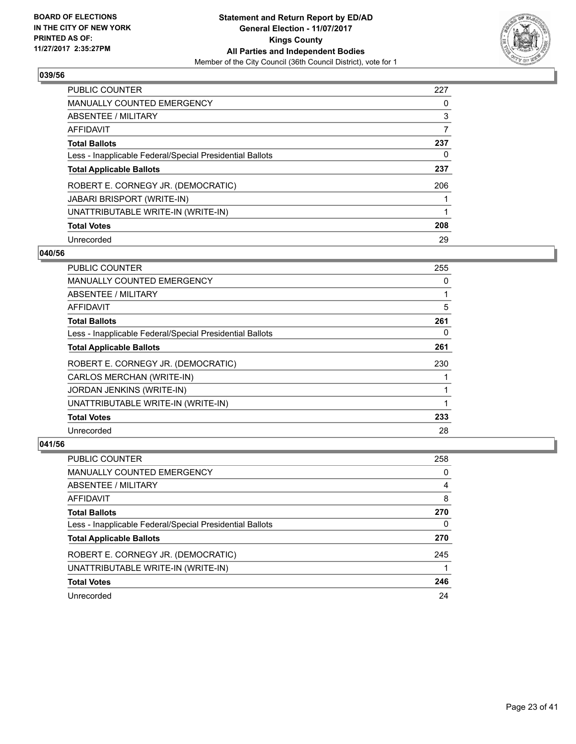**BOARD OF ELECTIONS IN THE CITY OF NEW YORK PRINTED AS OF: 11/27/2017 2:35:27PM**

**Statement and Return Report by ED/AD**
**General Election - 11/07/2017**
**Kings County**
**All Parties and Independent Bodies**
Member of the City Council (36th Council District), vote for 1

### 039/56

| | |
|---|---|
| PUBLIC COUNTER | 227 |
| MANUALLY COUNTED EMERGENCY | 0 |
| ABSENTEE / MILITARY | 3 |
| AFFIDAVIT | 7 |
| **Total Ballots** | **237** |
| Less - Inapplicable Federal/Special Presidential Ballots | 0 |
| **Total Applicable Ballots** | **237** |
| ROBERT E. CORNEGY JR. (DEMOCRATIC) | 206 |
| JABARI BRISPORT (WRITE-IN) | 1 |
| UNATTRIBUTABLE WRITE-IN (WRITE-IN) | 1 |
| **Total Votes** | **208** |
| Unrecorded | 29 |

### 040/56

| | |
|---|---|
| PUBLIC COUNTER | 255 |
| MANUALLY COUNTED EMERGENCY | 0 |
| ABSENTEE / MILITARY | 1 |
| AFFIDAVIT | 5 |
| **Total Ballots** | **261** |
| Less - Inapplicable Federal/Special Presidential Ballots | 0 |
| **Total Applicable Ballots** | **261** |
| ROBERT E. CORNEGY JR. (DEMOCRATIC) | 230 |
| CARLOS MERCHAN (WRITE-IN) | 1 |
| JORDAN JENKINS (WRITE-IN) | 1 |
| UNATTRIBUTABLE WRITE-IN (WRITE-IN) | 1 |
| **Total Votes** | **233** |
| Unrecorded | 28 |

### 041/56

| | |
|---|---|
| PUBLIC COUNTER | 258 |
| MANUALLY COUNTED EMERGENCY | 0 |
| ABSENTEE / MILITARY | 4 |
| AFFIDAVIT | 8 |
| **Total Ballots** | **270** |
| Less - Inapplicable Federal/Special Presidential Ballots | 0 |
| **Total Applicable Ballots** | **270** |
| ROBERT E. CORNEGY JR. (DEMOCRATIC) | 245 |
| UNATTRIBUTABLE WRITE-IN (WRITE-IN) | 1 |
| **Total Votes** | **246** |
| Unrecorded | 24 |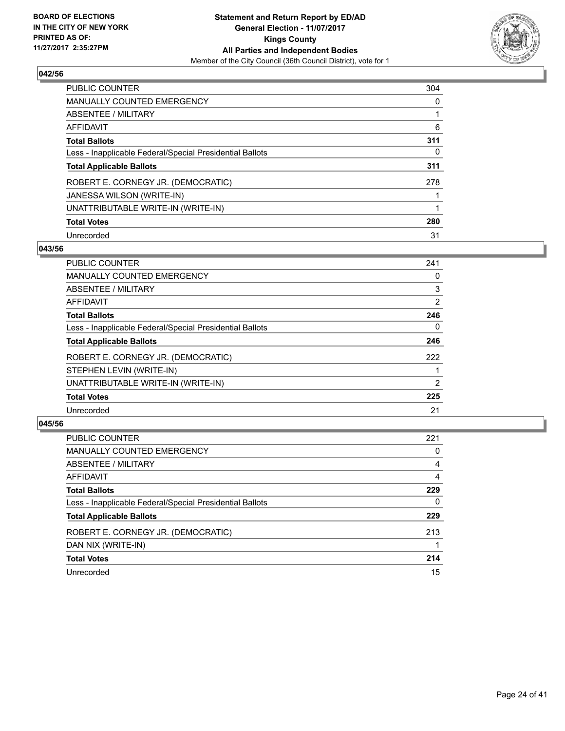BOARD OF ELECTIONS
IN THE CITY OF NEW YORK
PRINTED AS OF:
11/27/2017 2:35:27PM

**Statement and Return Report by ED/AD**
**General Election - 11/07/2017**
**Kings County**
**All Parties and Independent Bodies**
Member of the City Council (36th Council District), vote for 1

### 042/56

| | |
|---|---|
| PUBLIC COUNTER | 304 |
| MANUALLY COUNTED EMERGENCY | 0 |
| ABSENTEE / MILITARY | 1 |
| AFFIDAVIT | 6 |
| **Total Ballots** | **311** |
| Less - Inapplicable Federal/Special Presidential Ballots | 0 |
| **Total Applicable Ballots** | **311** |
| ROBERT E. CORNEGY JR. (DEMOCRATIC) | 278 |
| JANESSA WILSON (WRITE-IN) | 1 |
| UNATTRIBUTABLE WRITE-IN (WRITE-IN) | 1 |
| **Total Votes** | **280** |
| Unrecorded | 31 |

### 043/56

| | |
|---|---|
| PUBLIC COUNTER | 241 |
| MANUALLY COUNTED EMERGENCY | 0 |
| ABSENTEE / MILITARY | 3 |
| AFFIDAVIT | 2 |
| **Total Ballots** | **246** |
| Less - Inapplicable Federal/Special Presidential Ballots | 0 |
| **Total Applicable Ballots** | **246** |
| ROBERT E. CORNEGY JR. (DEMOCRATIC) | 222 |
| STEPHEN LEVIN (WRITE-IN) | 1 |
| UNATTRIBUTABLE WRITE-IN (WRITE-IN) | 2 |
| **Total Votes** | **225** |
| Unrecorded | 21 |

### 045/56

| | |
|---|---|
| PUBLIC COUNTER | 221 |
| MANUALLY COUNTED EMERGENCY | 0 |
| ABSENTEE / MILITARY | 4 |
| AFFIDAVIT | 4 |
| **Total Ballots** | **229** |
| Less - Inapplicable Federal/Special Presidential Ballots | 0 |
| **Total Applicable Ballots** | **229** |
| ROBERT E. CORNEGY JR. (DEMOCRATIC) | 213 |
| DAN NIX (WRITE-IN) | 1 |
| **Total Votes** | **214** |
| Unrecorded | 15 |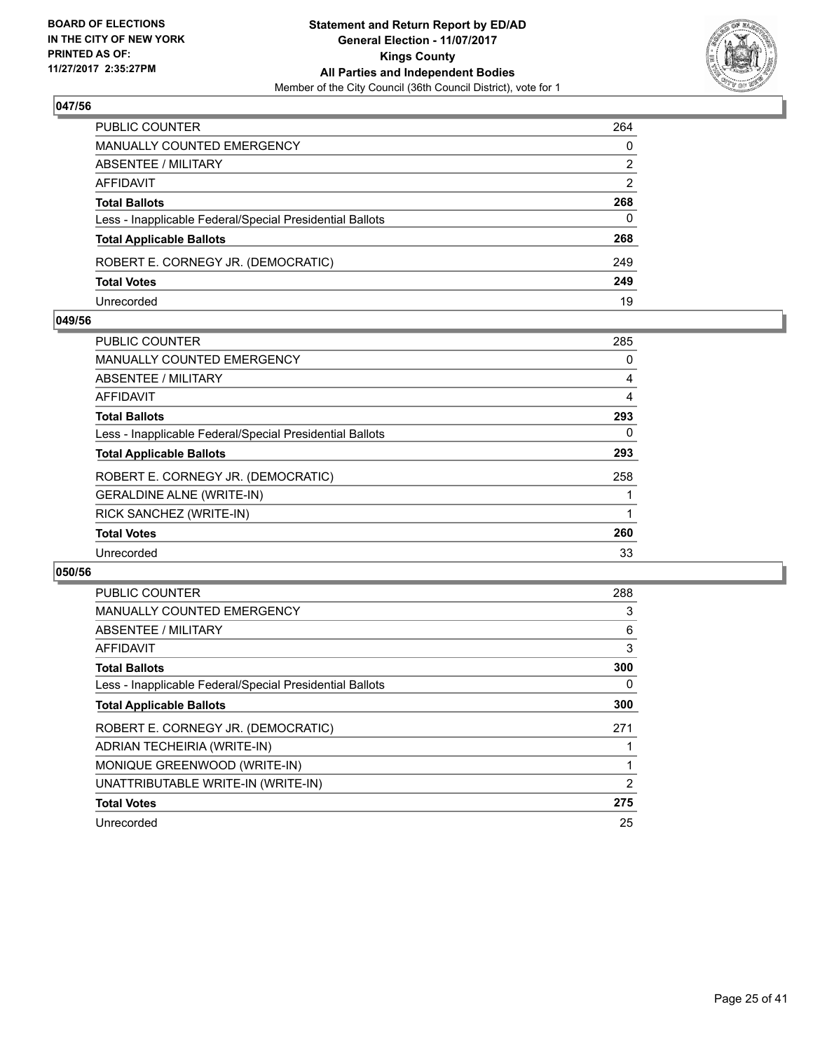BOARD OF ELECTIONS
IN THE CITY OF NEW YORK
PRINTED AS OF:
11/27/2017 2:35:27PM

**Statement and Return Report by ED/AD**
**General Election - 11/07/2017**
**Kings County**
**All Parties and Independent Bodies**
Member of the City Council (36th Council District), vote for 1

## 047/56

| | |
|---|---|
| PUBLIC COUNTER | 264 |
| MANUALLY COUNTED EMERGENCY | 0 |
| ABSENTEE / MILITARY | 2 |
| AFFIDAVIT | 2 |
| **Total Ballots** | **268** |
| Less - Inapplicable Federal/Special Presidential Ballots | 0 |
| **Total Applicable Ballots** | **268** |
| ROBERT E. CORNEGY JR. (DEMOCRATIC) | 249 |
| **Total Votes** | **249** |
| Unrecorded | 19 |

## 049/56

| | |
|---|---|
| PUBLIC COUNTER | 285 |
| MANUALLY COUNTED EMERGENCY | 0 |
| ABSENTEE / MILITARY | 4 |
| AFFIDAVIT | 4 |
| **Total Ballots** | **293** |
| Less - Inapplicable Federal/Special Presidential Ballots | 0 |
| **Total Applicable Ballots** | **293** |
| ROBERT E. CORNEGY JR. (DEMOCRATIC) | 258 |
| GERALDINE ALNE (WRITE-IN) | 1 |
| RICK SANCHEZ (WRITE-IN) | 1 |
| **Total Votes** | **260** |
| Unrecorded | 33 |

## 050/56

| | |
|---|---|
| PUBLIC COUNTER | 288 |
| MANUALLY COUNTED EMERGENCY | 3 |
| ABSENTEE / MILITARY | 6 |
| AFFIDAVIT | 3 |
| **Total Ballots** | **300** |
| Less - Inapplicable Federal/Special Presidential Ballots | 0 |
| **Total Applicable Ballots** | **300** |
| ROBERT E. CORNEGY JR. (DEMOCRATIC) | 271 |
| ADRIAN TECHEIRIA (WRITE-IN) | 1 |
| MONIQUE GREENWOOD (WRITE-IN) | 1 |
| UNATTRIBUTABLE WRITE-IN (WRITE-IN) | 2 |
| **Total Votes** | **275** |
| Unrecorded | 25 |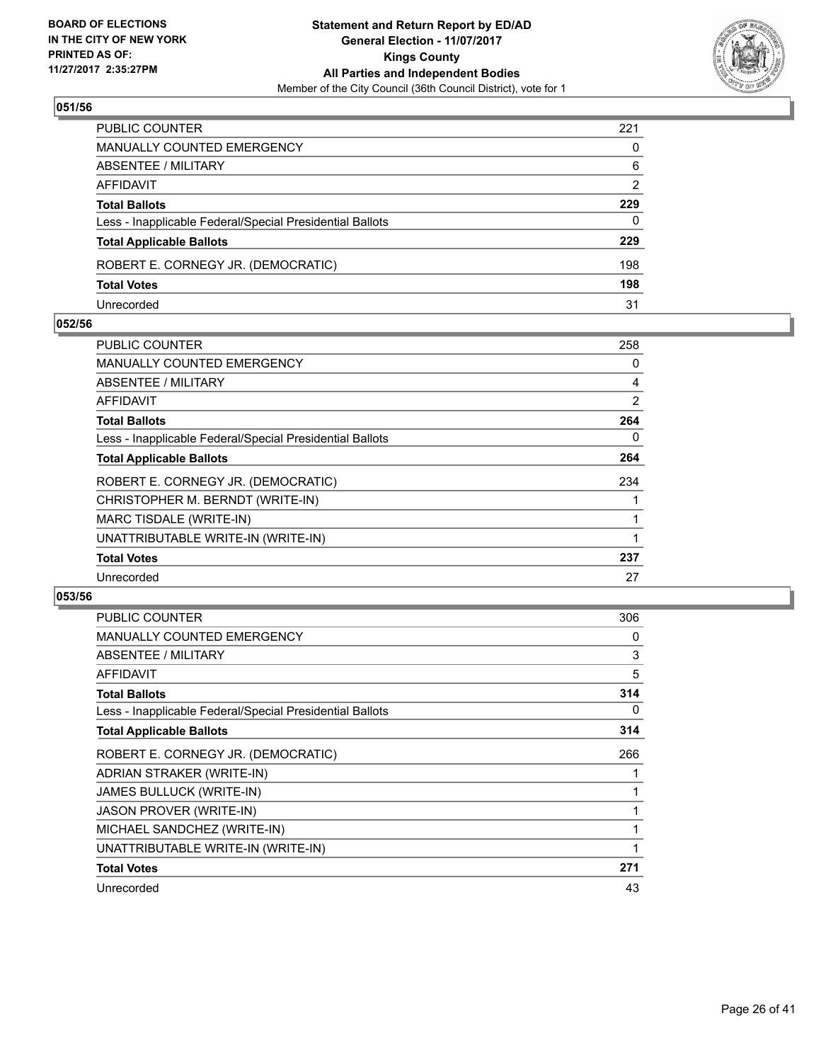## 051/56

| | |
|---|---|
| PUBLIC COUNTER | 221 |
| MANUALLY COUNTED EMERGENCY | 0 |
| ABSENTEE / MILITARY | 6 |
| AFFIDAVIT | 2 |
| **Total Ballots** | **229** |
| Less - Inapplicable Federal/Special Presidential Ballots | 0 |
| **Total Applicable Ballots** | **229** |
| ROBERT E. CORNEGY JR. (DEMOCRATIC) | 198 |
| **Total Votes** | **198** |
| Unrecorded | 31 |

## 052/56

| | |
|---|---|
| PUBLIC COUNTER | 258 |
| MANUALLY COUNTED EMERGENCY | 0 |
| ABSENTEE / MILITARY | 4 |
| AFFIDAVIT | 2 |
| **Total Ballots** | **264** |
| Less - Inapplicable Federal/Special Presidential Ballots | 0 |
| **Total Applicable Ballots** | **264** |
| ROBERT E. CORNEGY JR. (DEMOCRATIC) | 234 |
| CHRISTOPHER M. BERNDT (WRITE-IN) | 1 |
| MARC TISDALE (WRITE-IN) | 1 |
| UNATTRIBUTABLE WRITE-IN (WRITE-IN) | 1 |
| **Total Votes** | **237** |
| Unrecorded | 27 |

## 053/56

| | |
|---|---|
| PUBLIC COUNTER | 306 |
| MANUALLY COUNTED EMERGENCY | 0 |
| ABSENTEE / MILITARY | 3 |
| AFFIDAVIT | 5 |
| **Total Ballots** | **314** |
| Less - Inapplicable Federal/Special Presidential Ballots | 0 |
| **Total Applicable Ballots** | **314** |
| ROBERT E. CORNEGY JR. (DEMOCRATIC) | 266 |
| ADRIAN STRAKER (WRITE-IN) | 1 |
| JAMES BULLUCK (WRITE-IN) | 1 |
| JASON PROVER (WRITE-IN) | 1 |
| MICHAEL SANDCHEZ (WRITE-IN) | 1 |
| UNATTRIBUTABLE WRITE-IN (WRITE-IN) | 1 |
| **Total Votes** | **271** |
| Unrecorded | 43 |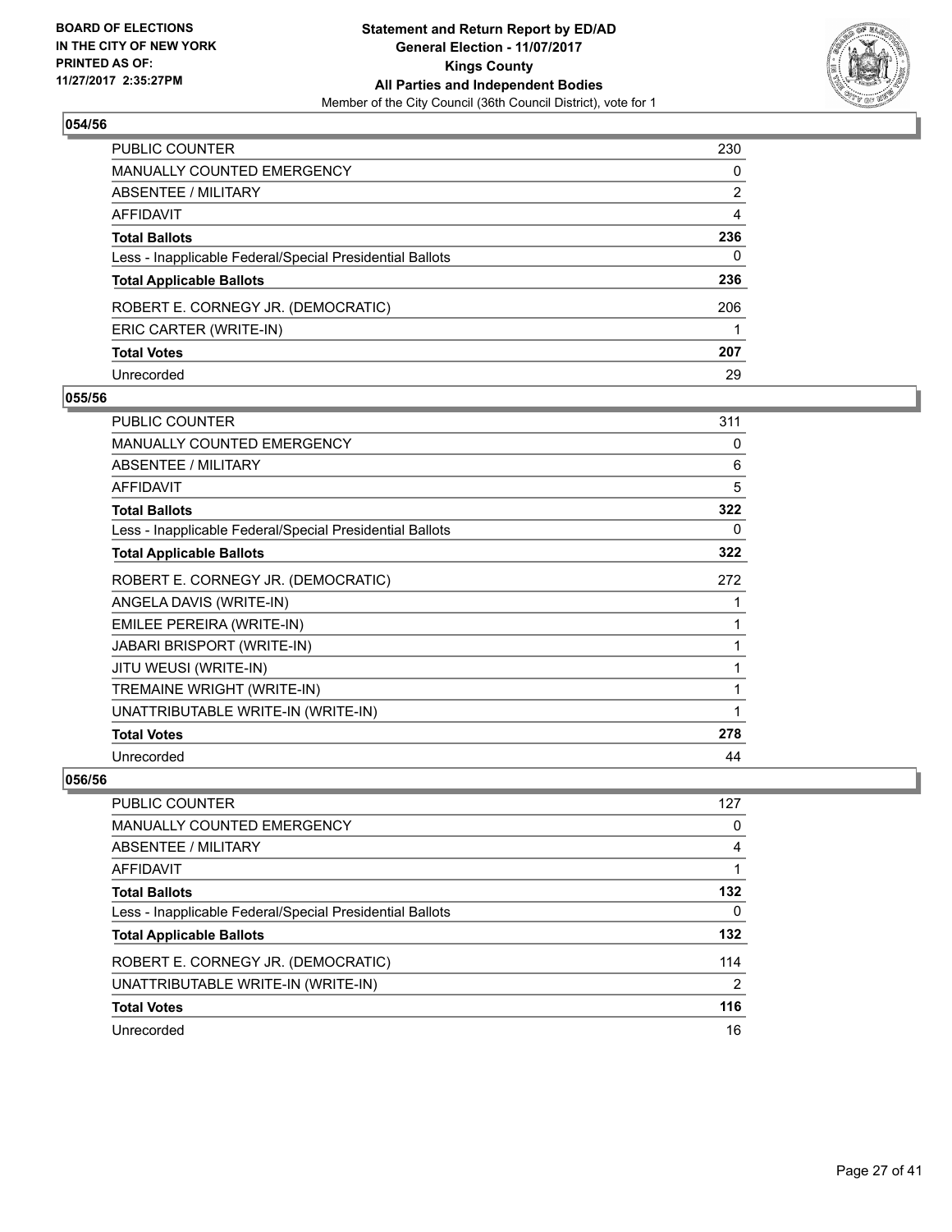**BOARD OF ELECTIONS IN THE CITY OF NEW YORK PRINTED AS OF: 11/27/2017 2:35:27PM**

**Statement and Return Report by ED/AD General Election - 11/07/2017 Kings County All Parties and Independent Bodies**

Member of the City Council (36th Council District), vote for 1

## 054/56

| | |
|---|---|
| PUBLIC COUNTER | 230 |
| MANUALLY COUNTED EMERGENCY | 0 |
| ABSENTEE / MILITARY | 2 |
| AFFIDAVIT | 4 |
| **Total Ballots** | **236** |
| Less - Inapplicable Federal/Special Presidential Ballots | 0 |
| **Total Applicable Ballots** | **236** |
| ROBERT E. CORNEGY JR. (DEMOCRATIC) | 206 |
| ERIC CARTER (WRITE-IN) | 1 |
| **Total Votes** | **207** |
| Unrecorded | 29 |

## 055/56

| | |
|---|---|
| PUBLIC COUNTER | 311 |
| MANUALLY COUNTED EMERGENCY | 0 |
| ABSENTEE / MILITARY | 6 |
| AFFIDAVIT | 5 |
| **Total Ballots** | **322** |
| Less - Inapplicable Federal/Special Presidential Ballots | 0 |
| **Total Applicable Ballots** | **322** |
| ROBERT E. CORNEGY JR. (DEMOCRATIC) | 272 |
| ANGELA DAVIS (WRITE-IN) | 1 |
| EMILEE PEREIRA (WRITE-IN) | 1 |
| JABARI BRISPORT (WRITE-IN) | 1 |
| JITU WEUSI (WRITE-IN) | 1 |
| TREMAINE WRIGHT (WRITE-IN) | 1 |
| UNATTRIBUTABLE WRITE-IN (WRITE-IN) | 1 |
| **Total Votes** | **278** |
| Unrecorded | 44 |

## 056/56

| | |
|---|---|
| PUBLIC COUNTER | 127 |
| MANUALLY COUNTED EMERGENCY | 0 |
| ABSENTEE / MILITARY | 4 |
| AFFIDAVIT | 1 |
| **Total Ballots** | **132** |
| Less - Inapplicable Federal/Special Presidential Ballots | 0 |
| **Total Applicable Ballots** | **132** |
| ROBERT E. CORNEGY JR. (DEMOCRATIC) | 114 |
| UNATTRIBUTABLE WRITE-IN (WRITE-IN) | 2 |
| **Total Votes** | **116** |
| Unrecorded | 16 |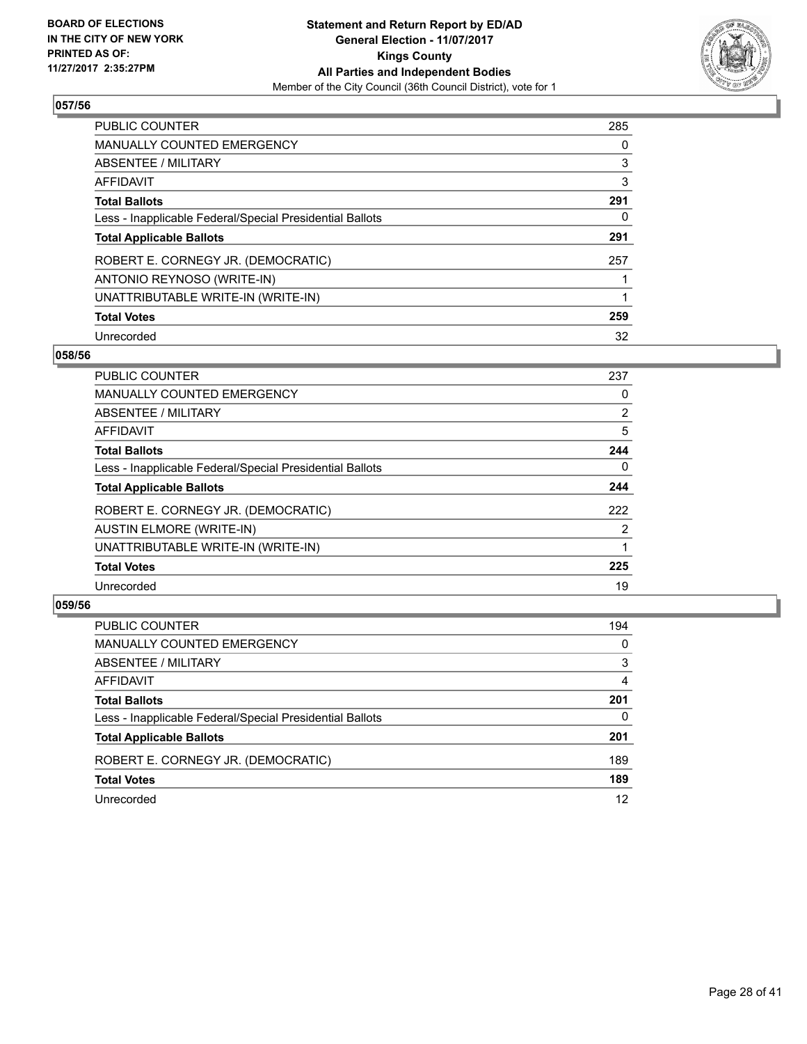**BOARD OF ELECTIONS IN THE CITY OF NEW YORK PRINTED AS OF: 11/27/2017 2:35:27PM**

**Statement and Return Report by ED/AD**
**General Election - 11/07/2017**
**Kings County**
**All Parties and Independent Bodies**
Member of the City Council (36th Council District), vote for 1

### 057/56

| | |
|---|---|
| PUBLIC COUNTER | 285 |
| MANUALLY COUNTED EMERGENCY | 0 |
| ABSENTEE / MILITARY | 3 |
| AFFIDAVIT | 3 |
| **Total Ballots** | **291** |
| Less - Inapplicable Federal/Special Presidential Ballots | 0 |
| **Total Applicable Ballots** | **291** |
| ROBERT E. CORNEGY JR. (DEMOCRATIC) | 257 |
| ANTONIO REYNOSO (WRITE-IN) | 1 |
| UNATTRIBUTABLE WRITE-IN (WRITE-IN) | 1 |
| **Total Votes** | **259** |
| Unrecorded | 32 |

### 058/56

| | |
|---|---|
| PUBLIC COUNTER | 237 |
| MANUALLY COUNTED EMERGENCY | 0 |
| ABSENTEE / MILITARY | 2 |
| AFFIDAVIT | 5 |
| **Total Ballots** | **244** |
| Less - Inapplicable Federal/Special Presidential Ballots | 0 |
| **Total Applicable Ballots** | **244** |
| ROBERT E. CORNEGY JR. (DEMOCRATIC) | 222 |
| AUSTIN ELMORE (WRITE-IN) | 2 |
| UNATTRIBUTABLE WRITE-IN (WRITE-IN) | 1 |
| **Total Votes** | **225** |
| Unrecorded | 19 |

### 059/56

| | |
|---|---|
| PUBLIC COUNTER | 194 |
| MANUALLY COUNTED EMERGENCY | 0 |
| ABSENTEE / MILITARY | 3 |
| AFFIDAVIT | 4 |
| **Total Ballots** | **201** |
| Less - Inapplicable Federal/Special Presidential Ballots | 0 |
| **Total Applicable Ballots** | **201** |
| ROBERT E. CORNEGY JR. (DEMOCRATIC) | 189 |
| **Total Votes** | **189** |
| Unrecorded | 12 |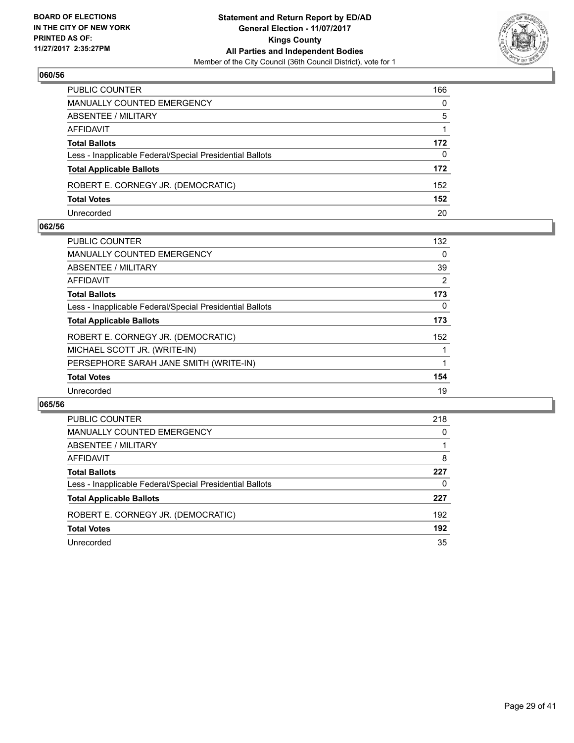**BOARD OF ELECTIONS IN THE CITY OF NEW YORK PRINTED AS OF: 11/27/2017 2:35:27PM**

**Statement and Return Report by ED/AD General Election - 11/07/2017 Kings County All Parties and Independent Bodies**

Member of the City Council (36th Council District), vote for 1

## 060/56

| | |
|---|---|
| PUBLIC COUNTER | 166 |
| MANUALLY COUNTED EMERGENCY | 0 |
| ABSENTEE / MILITARY | 5 |
| AFFIDAVIT | 1 |
| **Total Ballots** | **172** |
| Less - Inapplicable Federal/Special Presidential Ballots | 0 |
| **Total Applicable Ballots** | **172** |
| ROBERT E. CORNEGY JR. (DEMOCRATIC) | 152 |
| **Total Votes** | **152** |
| Unrecorded | 20 |

## 062/56

| | |
|---|---|
| PUBLIC COUNTER | 132 |
| MANUALLY COUNTED EMERGENCY | 0 |
| ABSENTEE / MILITARY | 39 |
| AFFIDAVIT | 2 |
| **Total Ballots** | **173** |
| Less - Inapplicable Federal/Special Presidential Ballots | 0 |
| **Total Applicable Ballots** | **173** |
| ROBERT E. CORNEGY JR. (DEMOCRATIC) | 152 |
| MICHAEL SCOTT JR. (WRITE-IN) | 1 |
| PERSEPHORE SARAH JANE SMITH (WRITE-IN) | 1 |
| **Total Votes** | **154** |
| Unrecorded | 19 |

## 065/56

| | |
|---|---|
| PUBLIC COUNTER | 218 |
| MANUALLY COUNTED EMERGENCY | 0 |
| ABSENTEE / MILITARY | 1 |
| AFFIDAVIT | 8 |
| **Total Ballots** | **227** |
| Less - Inapplicable Federal/Special Presidential Ballots | 0 |
| **Total Applicable Ballots** | **227** |
| ROBERT E. CORNEGY JR. (DEMOCRATIC) | 192 |
| **Total Votes** | **192** |
| Unrecorded | 35 |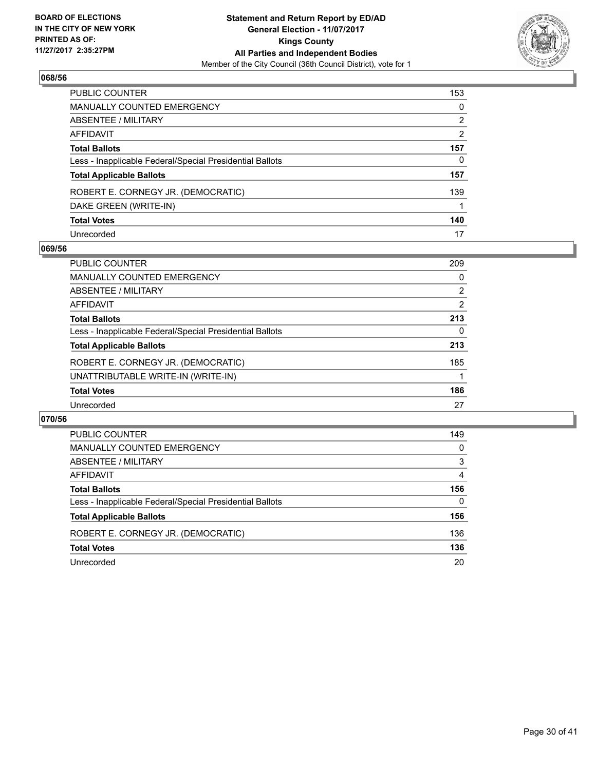BOARD OF ELECTIONS
IN THE CITY OF NEW YORK
PRINTED AS OF:
11/27/2017 2:35:27PM

**Statement and Return Report by ED/AD**
**General Election - 11/07/2017**
**Kings County**
**All Parties and Independent Bodies**
Member of the City Council (36th Council District), vote for 1

### 068/56

| | |
|---|---|
| PUBLIC COUNTER | 153 |
| MANUALLY COUNTED EMERGENCY | 0 |
| ABSENTEE / MILITARY | 2 |
| AFFIDAVIT | 2 |
| **Total Ballots** | **157** |
| Less - Inapplicable Federal/Special Presidential Ballots | 0 |
| **Total Applicable Ballots** | **157** |
| ROBERT E. CORNEGY JR. (DEMOCRATIC) | 139 |
| DAKE GREEN (WRITE-IN) | 1 |
| **Total Votes** | **140** |
| Unrecorded | 17 |

### 069/56

| | |
|---|---|
| PUBLIC COUNTER | 209 |
| MANUALLY COUNTED EMERGENCY | 0 |
| ABSENTEE / MILITARY | 2 |
| AFFIDAVIT | 2 |
| **Total Ballots** | **213** |
| Less - Inapplicable Federal/Special Presidential Ballots | 0 |
| **Total Applicable Ballots** | **213** |
| ROBERT E. CORNEGY JR. (DEMOCRATIC) | 185 |
| UNATTRIBUTABLE WRITE-IN (WRITE-IN) | 1 |
| **Total Votes** | **186** |
| Unrecorded | 27 |

### 070/56

| | |
|---|---|
| PUBLIC COUNTER | 149 |
| MANUALLY COUNTED EMERGENCY | 0 |
| ABSENTEE / MILITARY | 3 |
| AFFIDAVIT | 4 |
| **Total Ballots** | **156** |
| Less - Inapplicable Federal/Special Presidential Ballots | 0 |
| **Total Applicable Ballots** | **156** |
| ROBERT E. CORNEGY JR. (DEMOCRATIC) | 136 |
| **Total Votes** | **136** |
| Unrecorded | 20 |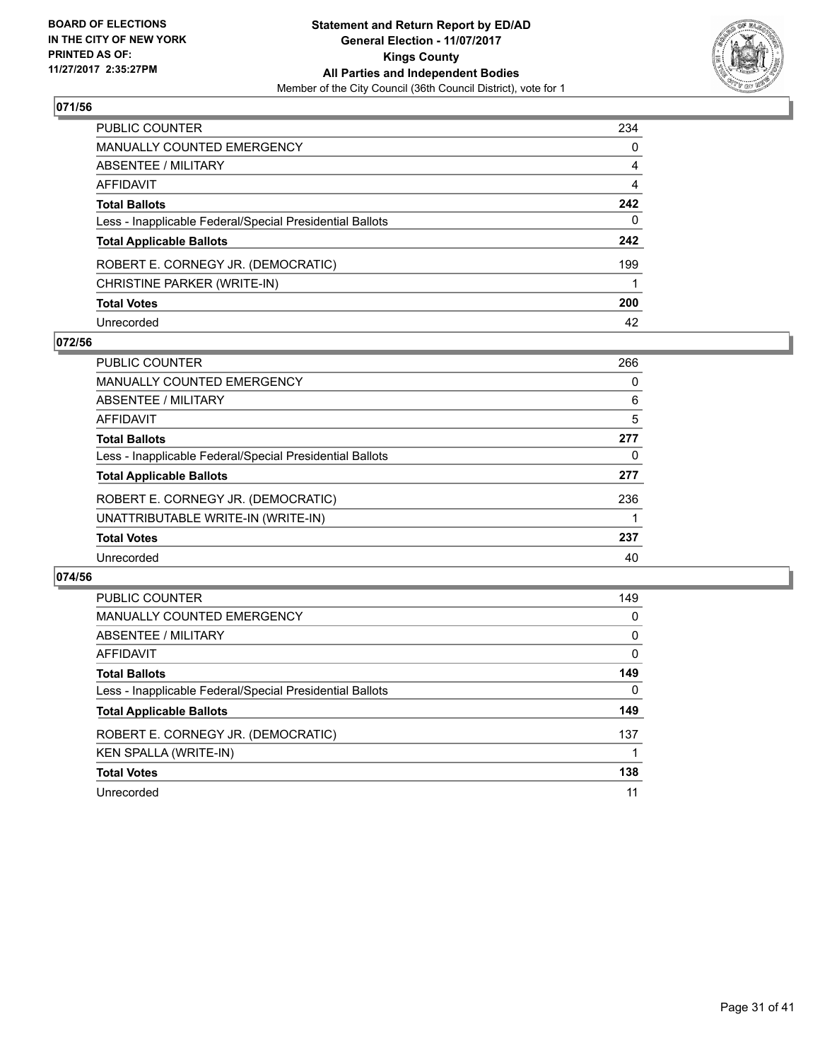**BOARD OF ELECTIONS IN THE CITY OF NEW YORK PRINTED AS OF: 11/27/2017 2:35:27PM**

**Statement and Return Report by ED/AD General Election - 11/07/2017 Kings County All Parties and Independent Bodies**
Member of the City Council (36th Council District), vote for 1

## 071/56

| | |
|---|---|
| PUBLIC COUNTER | 234 |
| MANUALLY COUNTED EMERGENCY | 0 |
| ABSENTEE / MILITARY | 4 |
| AFFIDAVIT | 4 |
| **Total Ballots** | **242** |
| Less - Inapplicable Federal/Special Presidential Ballots | 0 |
| **Total Applicable Ballots** | **242** |
| ROBERT E. CORNEGY JR. (DEMOCRATIC) | 199 |
| CHRISTINE PARKER (WRITE-IN) | 1 |
| **Total Votes** | **200** |
| Unrecorded | 42 |

## 072/56

| | |
|---|---|
| PUBLIC COUNTER | 266 |
| MANUALLY COUNTED EMERGENCY | 0 |
| ABSENTEE / MILITARY | 6 |
| AFFIDAVIT | 5 |
| **Total Ballots** | **277** |
| Less - Inapplicable Federal/Special Presidential Ballots | 0 |
| **Total Applicable Ballots** | **277** |
| ROBERT E. CORNEGY JR. (DEMOCRATIC) | 236 |
| UNATTRIBUTABLE WRITE-IN (WRITE-IN) | 1 |
| **Total Votes** | **237** |
| Unrecorded | 40 |

## 074/56

| | |
|---|---|
| PUBLIC COUNTER | 149 |
| MANUALLY COUNTED EMERGENCY | 0 |
| ABSENTEE / MILITARY | 0 |
| AFFIDAVIT | 0 |
| **Total Ballots** | **149** |
| Less - Inapplicable Federal/Special Presidential Ballots | 0 |
| **Total Applicable Ballots** | **149** |
| ROBERT E. CORNEGY JR. (DEMOCRATIC) | 137 |
| KEN SPALLA (WRITE-IN) | 1 |
| **Total Votes** | **138** |
| Unrecorded | 11 |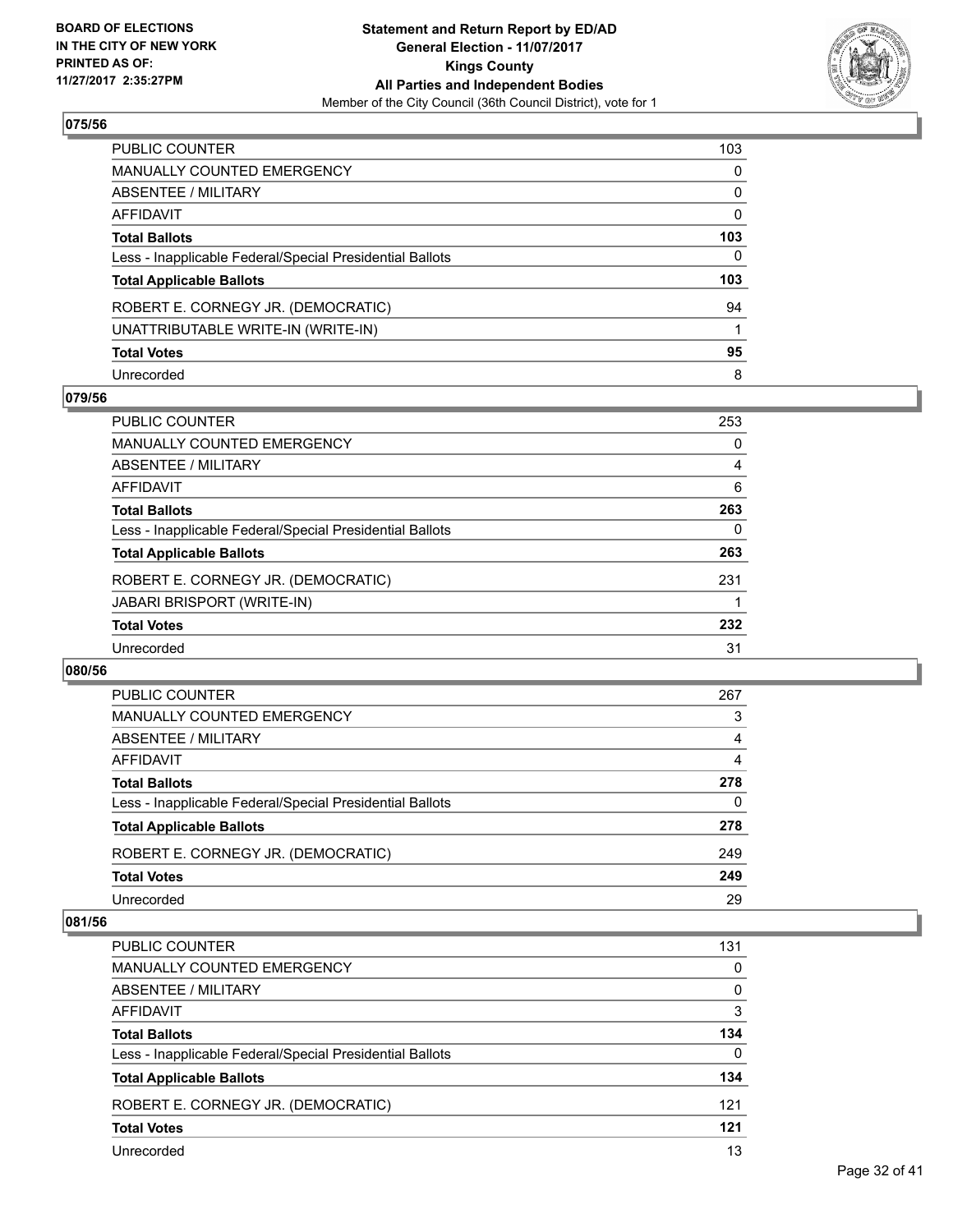**Statement and Return Report by ED/AD**
**General Election - 11/07/2017**
**Kings County**
**All Parties and Independent Bodies**
Member of the City Council (36th Council District), vote for 1

BOARD OF ELECTIONS
IN THE CITY OF NEW YORK
PRINTED AS OF:
11/27/2017 2:35:27PM

### 075/56

| | |
|---|---|
| PUBLIC COUNTER | 103 |
| MANUALLY COUNTED EMERGENCY | 0 |
| ABSENTEE / MILITARY | 0 |
| AFFIDAVIT | 0 |
| **Total Ballots** | **103** |
| Less - Inapplicable Federal/Special Presidential Ballots | 0 |
| **Total Applicable Ballots** | **103** |
| ROBERT E. CORNEGY JR. (DEMOCRATIC) | 94 |
| UNATTRIBUTABLE WRITE-IN (WRITE-IN) | 1 |
| **Total Votes** | **95** |
| Unrecorded | 8 |

### 079/56

| | |
|---|---|
| PUBLIC COUNTER | 253 |
| MANUALLY COUNTED EMERGENCY | 0 |
| ABSENTEE / MILITARY | 4 |
| AFFIDAVIT | 6 |
| **Total Ballots** | **263** |
| Less - Inapplicable Federal/Special Presidential Ballots | 0 |
| **Total Applicable Ballots** | **263** |
| ROBERT E. CORNEGY JR. (DEMOCRATIC) | 231 |
| JABARI BRISPORT (WRITE-IN) | 1 |
| **Total Votes** | **232** |
| Unrecorded | 31 |

### 080/56

| | |
|---|---|
| PUBLIC COUNTER | 267 |
| MANUALLY COUNTED EMERGENCY | 3 |
| ABSENTEE / MILITARY | 4 |
| AFFIDAVIT | 4 |
| **Total Ballots** | **278** |
| Less - Inapplicable Federal/Special Presidential Ballots | 0 |
| **Total Applicable Ballots** | **278** |
| ROBERT E. CORNEGY JR. (DEMOCRATIC) | 249 |
| **Total Votes** | **249** |
| Unrecorded | 29 |

### 081/56

| | |
|---|---|
| PUBLIC COUNTER | 131 |
| MANUALLY COUNTED EMERGENCY | 0 |
| ABSENTEE / MILITARY | 0 |
| AFFIDAVIT | 3 |
| **Total Ballots** | **134** |
| Less - Inapplicable Federal/Special Presidential Ballots | 0 |
| **Total Applicable Ballots** | **134** |
| ROBERT E. CORNEGY JR. (DEMOCRATIC) | 121 |
| **Total Votes** | **121** |
| Unrecorded | 13 |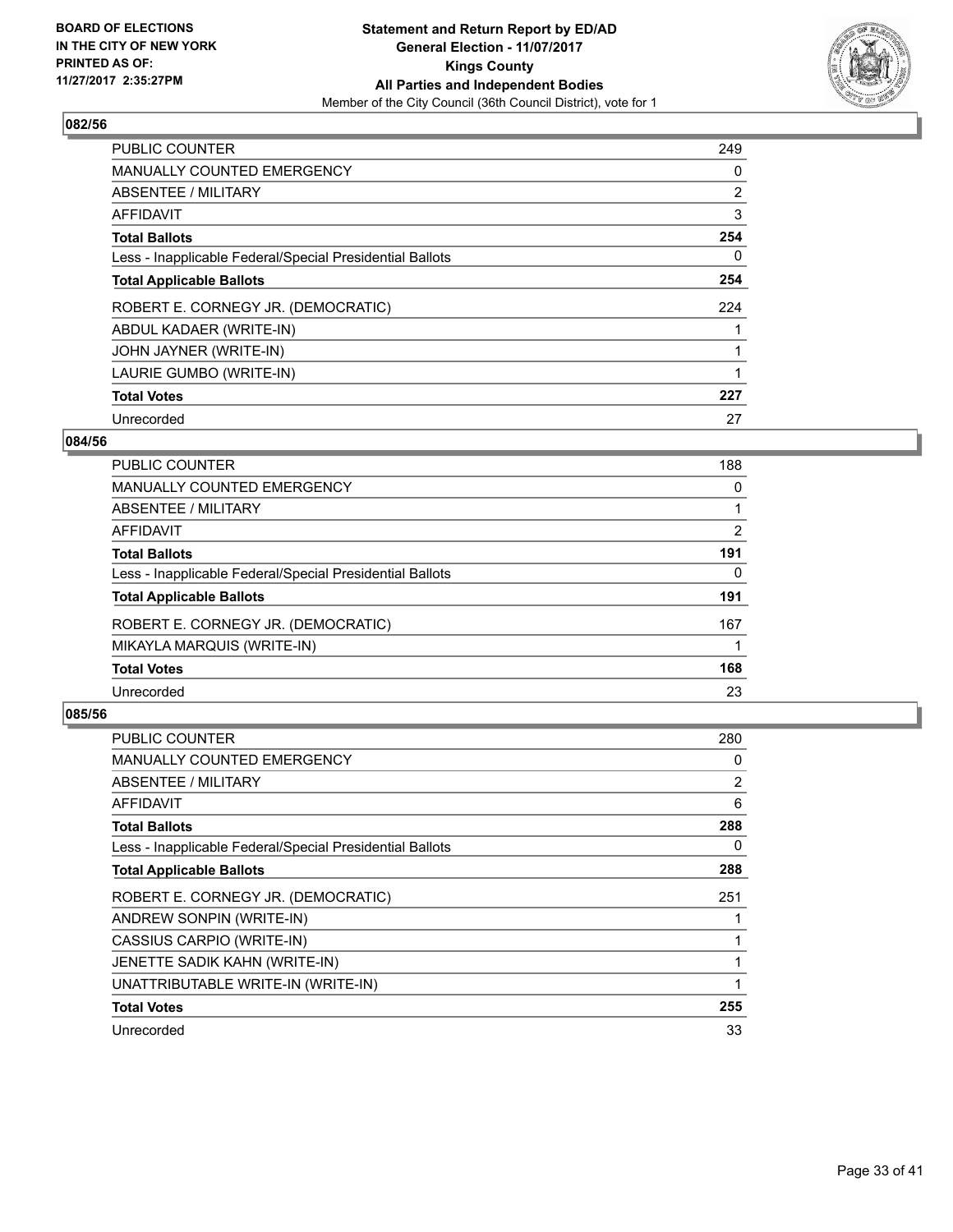**BOARD OF ELECTIONS IN THE CITY OF NEW YORK PRINTED AS OF: 11/27/2017 2:35:27PM**

**Statement and Return Report by ED/AD General Election - 11/07/2017 Kings County All Parties and Independent Bodies**

Member of the City Council (36th Council District), vote for 1

## 082/56

| | |
|---|---|
| PUBLIC COUNTER | 249 |
| MANUALLY COUNTED EMERGENCY | 0 |
| ABSENTEE / MILITARY | 2 |
| AFFIDAVIT | 3 |
| **Total Ballots** | **254** |
| Less - Inapplicable Federal/Special Presidential Ballots | 0 |
| **Total Applicable Ballots** | **254** |
| ROBERT E. CORNEGY JR. (DEMOCRATIC) | 224 |
| ABDUL KADAER (WRITE-IN) | 1 |
| JOHN JAYNER (WRITE-IN) | 1 |
| LAURIE GUMBO (WRITE-IN) | 1 |
| **Total Votes** | **227** |
| Unrecorded | 27 |

## 084/56

| | |
|---|---|
| PUBLIC COUNTER | 188 |
| MANUALLY COUNTED EMERGENCY | 0 |
| ABSENTEE / MILITARY | 1 |
| AFFIDAVIT | 2 |
| **Total Ballots** | **191** |
| Less - Inapplicable Federal/Special Presidential Ballots | 0 |
| **Total Applicable Ballots** | **191** |
| ROBERT E. CORNEGY JR. (DEMOCRATIC) | 167 |
| MIKAYLA MARQUIS (WRITE-IN) | 1 |
| **Total Votes** | **168** |
| Unrecorded | 23 |

## 085/56

| | |
|---|---|
| PUBLIC COUNTER | 280 |
| MANUALLY COUNTED EMERGENCY | 0 |
| ABSENTEE / MILITARY | 2 |
| AFFIDAVIT | 6 |
| **Total Ballots** | **288** |
| Less - Inapplicable Federal/Special Presidential Ballots | 0 |
| **Total Applicable Ballots** | **288** |
| ROBERT E. CORNEGY JR. (DEMOCRATIC) | 251 |
| ANDREW SONPIN (WRITE-IN) | 1 |
| CASSIUS CARPIO (WRITE-IN) | 1 |
| JENETTE SADIK KAHN (WRITE-IN) | 1 |
| UNATTRIBUTABLE WRITE-IN (WRITE-IN) | 1 |
| **Total Votes** | **255** |
| Unrecorded | 33 |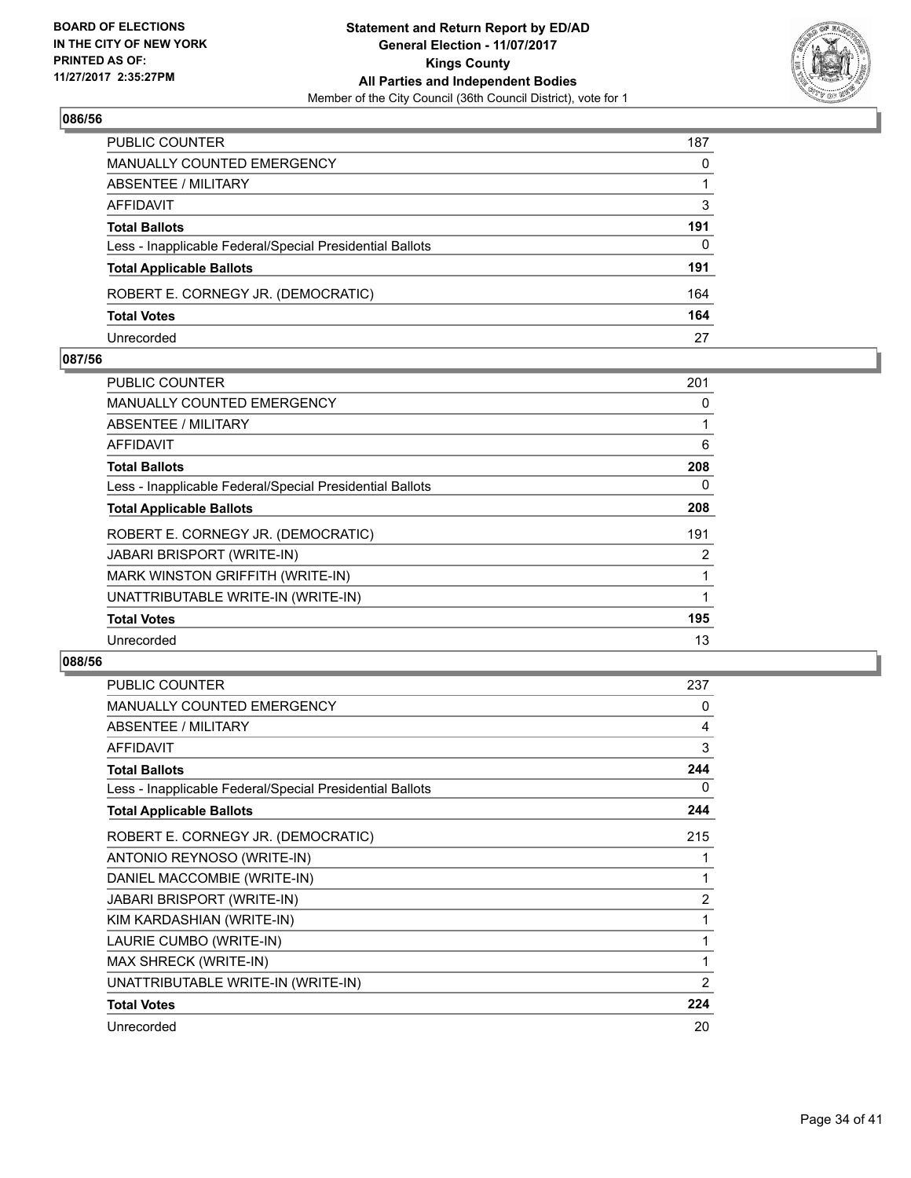**BOARD OF ELECTIONS IN THE CITY OF NEW YORK PRINTED AS OF: 11/27/2017 2:35:27PM**

**Statement and Return Report by ED/AD**
**General Election - 11/07/2017**
**Kings County**
**All Parties and Independent Bodies**
Member of the City Council (36th Council District), vote for 1

### 086/56

| | |
|---|---|
| PUBLIC COUNTER | 187 |
| MANUALLY COUNTED EMERGENCY | 0 |
| ABSENTEE / MILITARY | 1 |
| AFFIDAVIT | 3 |
| **Total Ballots** | **191** |
| Less - Inapplicable Federal/Special Presidential Ballots | 0 |
| **Total Applicable Ballots** | **191** |
| ROBERT E. CORNEGY JR. (DEMOCRATIC) | 164 |
| **Total Votes** | **164** |
| Unrecorded | 27 |

### 087/56

| | |
|---|---|
| PUBLIC COUNTER | 201 |
| MANUALLY COUNTED EMERGENCY | 0 |
| ABSENTEE / MILITARY | 1 |
| AFFIDAVIT | 6 |
| **Total Ballots** | **208** |
| Less - Inapplicable Federal/Special Presidential Ballots | 0 |
| **Total Applicable Ballots** | **208** |
| ROBERT E. CORNEGY JR. (DEMOCRATIC) | 191 |
| JABARI BRISPORT (WRITE-IN) | 2 |
| MARK WINSTON GRIFFITH (WRITE-IN) | 1 |
| UNATTRIBUTABLE WRITE-IN (WRITE-IN) | 1 |
| **Total Votes** | **195** |
| Unrecorded | 13 |

### 088/56

| | |
|---|---|
| PUBLIC COUNTER | 237 |
| MANUALLY COUNTED EMERGENCY | 0 |
| ABSENTEE / MILITARY | 4 |
| AFFIDAVIT | 3 |
| **Total Ballots** | **244** |
| Less - Inapplicable Federal/Special Presidential Ballots | 0 |
| **Total Applicable Ballots** | **244** |
| ROBERT E. CORNEGY JR. (DEMOCRATIC) | 215 |
| ANTONIO REYNOSO (WRITE-IN) | 1 |
| DANIEL MACCOMBIE (WRITE-IN) | 1 |
| JABARI BRISPORT (WRITE-IN) | 2 |
| KIM KARDASHIAN (WRITE-IN) | 1 |
| LAURIE CUMBO (WRITE-IN) | 1 |
| MAX SHRECK (WRITE-IN) | 1 |
| UNATTRIBUTABLE WRITE-IN (WRITE-IN) | 2 |
| **Total Votes** | **224** |
| Unrecorded | 20 |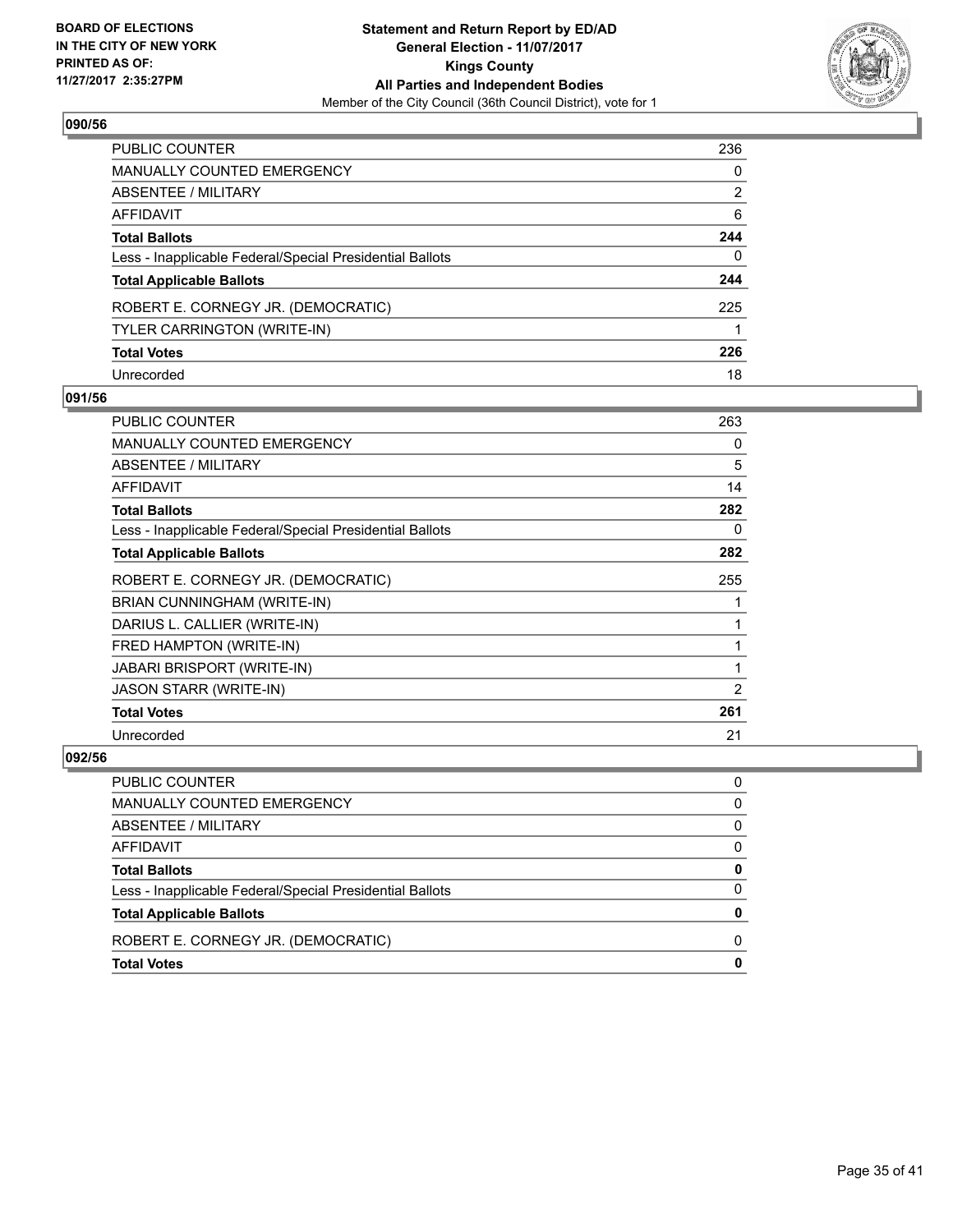BOARD OF ELECTIONS
IN THE CITY OF NEW YORK
PRINTED AS OF:
11/27/2017 2:35:27PM

**Statement and Return Report by ED/AD**
**General Election - 11/07/2017**
**Kings County**
**All Parties and Independent Bodies**
Member of the City Council (36th Council District), vote for 1

### 090/56

| | |
|---|---|
| PUBLIC COUNTER | 236 |
| MANUALLY COUNTED EMERGENCY | 0 |
| ABSENTEE / MILITARY | 2 |
| AFFIDAVIT | 6 |
| **Total Ballots** | **244** |
| Less - Inapplicable Federal/Special Presidential Ballots | 0 |
| **Total Applicable Ballots** | **244** |
| ROBERT E. CORNEGY JR. (DEMOCRATIC) | 225 |
| TYLER CARRINGTON (WRITE-IN) | 1 |
| **Total Votes** | **226** |
| Unrecorded | 18 |

### 091/56

| | |
|---|---|
| PUBLIC COUNTER | 263 |
| MANUALLY COUNTED EMERGENCY | 0 |
| ABSENTEE / MILITARY | 5 |
| AFFIDAVIT | 14 |
| **Total Ballots** | **282** |
| Less - Inapplicable Federal/Special Presidential Ballots | 0 |
| **Total Applicable Ballots** | **282** |
| ROBERT E. CORNEGY JR. (DEMOCRATIC) | 255 |
| BRIAN CUNNINGHAM (WRITE-IN) | 1 |
| DARIUS L. CALLIER (WRITE-IN) | 1 |
| FRED HAMPTON (WRITE-IN) | 1 |
| JABARI BRISPORT (WRITE-IN) | 1 |
| JASON STARR (WRITE-IN) | 2 |
| **Total Votes** | **261** |
| Unrecorded | 21 |

### 092/56

| | |
|---|---|
| PUBLIC COUNTER | 0 |
| MANUALLY COUNTED EMERGENCY | 0 |
| ABSENTEE / MILITARY | 0 |
| AFFIDAVIT | 0 |
| **Total Ballots** | **0** |
| Less - Inapplicable Federal/Special Presidential Ballots | 0 |
| **Total Applicable Ballots** | **0** |
| ROBERT E. CORNEGY JR. (DEMOCRATIC) | 0 |
| **Total Votes** | **0** |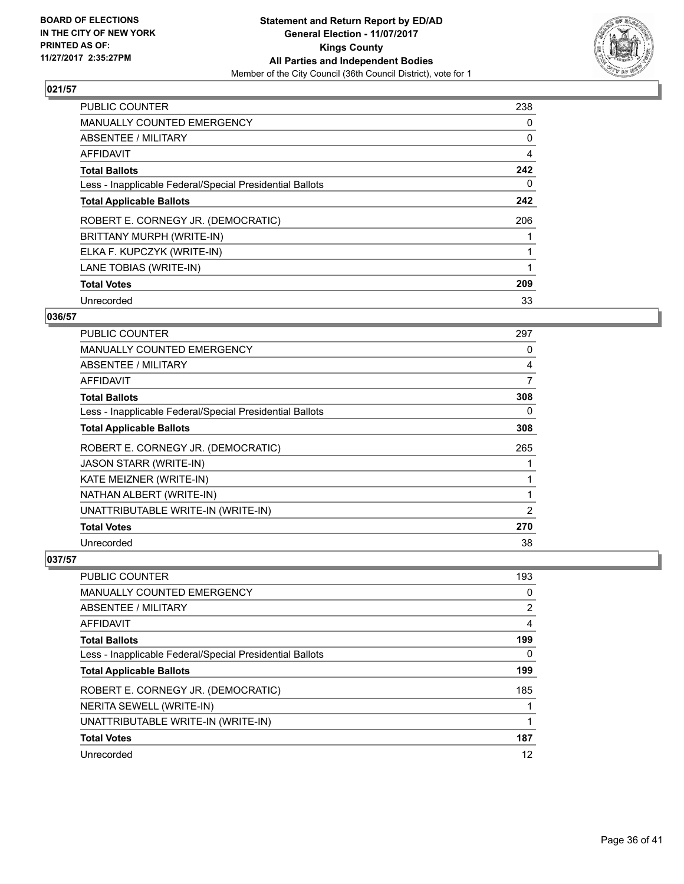BOARD OF ELECTIONS
IN THE CITY OF NEW YORK
PRINTED AS OF:
11/27/2017 2:35:27PM

**Statement and Return Report by ED/AD**
**General Election - 11/07/2017**
**Kings County**
**All Parties and Independent Bodies**
Member of the City Council (36th Council District), vote for 1

### 021/57

| | |
|---|---|
| PUBLIC COUNTER | 238 |
| MANUALLY COUNTED EMERGENCY | 0 |
| ABSENTEE / MILITARY | 0 |
| AFFIDAVIT | 4 |
| **Total Ballots** | **242** |
| Less - Inapplicable Federal/Special Presidential Ballots | 0 |
| **Total Applicable Ballots** | **242** |
| ROBERT E. CORNEGY JR. (DEMOCRATIC) | 206 |
| BRITTANY MURPH (WRITE-IN) | 1 |
| ELKA F. KUPCZYK (WRITE-IN) | 1 |
| LANE TOBIAS (WRITE-IN) | 1 |
| **Total Votes** | **209** |
| Unrecorded | 33 |

### 036/57

| | |
|---|---|
| PUBLIC COUNTER | 297 |
| MANUALLY COUNTED EMERGENCY | 0 |
| ABSENTEE / MILITARY | 4 |
| AFFIDAVIT | 7 |
| **Total Ballots** | **308** |
| Less - Inapplicable Federal/Special Presidential Ballots | 0 |
| **Total Applicable Ballots** | **308** |
| ROBERT E. CORNEGY JR. (DEMOCRATIC) | 265 |
| JASON STARR (WRITE-IN) | 1 |
| KATE MEIZNER (WRITE-IN) | 1 |
| NATHAN ALBERT (WRITE-IN) | 1 |
| UNATTRIBUTABLE WRITE-IN (WRITE-IN) | 2 |
| **Total Votes** | **270** |
| Unrecorded | 38 |

### 037/57

| | |
|---|---|
| PUBLIC COUNTER | 193 |
| MANUALLY COUNTED EMERGENCY | 0 |
| ABSENTEE / MILITARY | 2 |
| AFFIDAVIT | 4 |
| **Total Ballots** | **199** |
| Less - Inapplicable Federal/Special Presidential Ballots | 0 |
| **Total Applicable Ballots** | **199** |
| ROBERT E. CORNEGY JR. (DEMOCRATIC) | 185 |
| NERITA SEWELL (WRITE-IN) | 1 |
| UNATTRIBUTABLE WRITE-IN (WRITE-IN) | 1 |
| **Total Votes** | **187** |
| Unrecorded | 12 |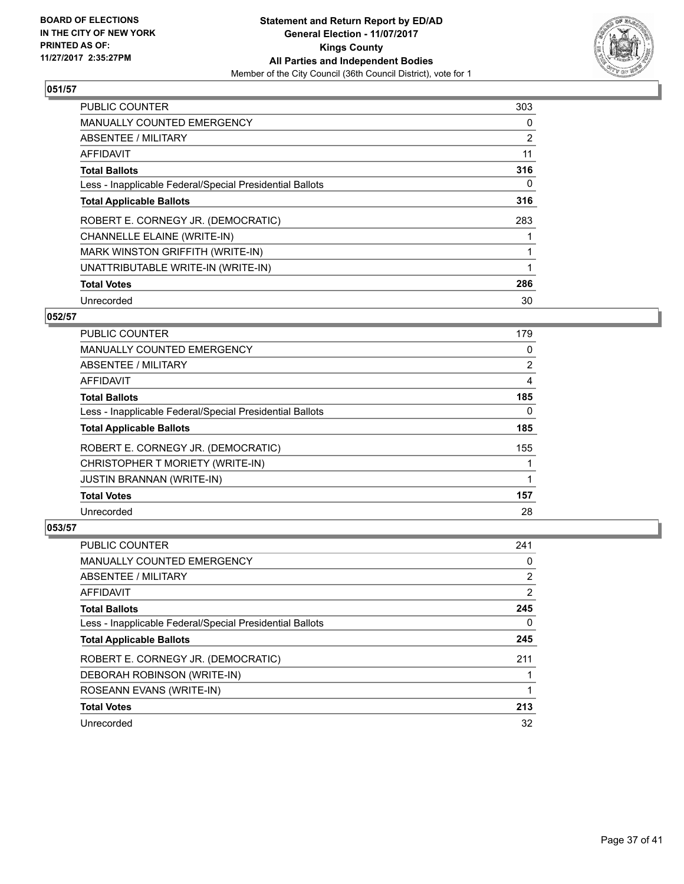BOARD OF ELECTIONS
IN THE CITY OF NEW YORK
PRINTED AS OF:
11/27/2017 2:35:27PM

**Statement and Return Report by ED/AD**
**General Election - 11/07/2017**
**Kings County**
**All Parties and Independent Bodies**
Member of the City Council (36th Council District), vote for 1

### 051/57

| | |
|---|---|
| PUBLIC COUNTER | 303 |
| MANUALLY COUNTED EMERGENCY | 0 |
| ABSENTEE / MILITARY | 2 |
| AFFIDAVIT | 11 |
| **Total Ballots** | **316** |
| Less - Inapplicable Federal/Special Presidential Ballots | 0 |
| **Total Applicable Ballots** | **316** |
| ROBERT E. CORNEGY JR. (DEMOCRATIC) | 283 |
| CHANNELLE ELAINE (WRITE-IN) | 1 |
| MARK WINSTON GRIFFITH (WRITE-IN) | 1 |
| UNATTRIBUTABLE WRITE-IN (WRITE-IN) | 1 |
| **Total Votes** | **286** |
| Unrecorded | 30 |

### 052/57

| | |
|---|---|
| PUBLIC COUNTER | 179 |
| MANUALLY COUNTED EMERGENCY | 0 |
| ABSENTEE / MILITARY | 2 |
| AFFIDAVIT | 4 |
| **Total Ballots** | **185** |
| Less - Inapplicable Federal/Special Presidential Ballots | 0 |
| **Total Applicable Ballots** | **185** |
| ROBERT E. CORNEGY JR. (DEMOCRATIC) | 155 |
| CHRISTOPHER T MORIETY (WRITE-IN) | 1 |
| JUSTIN BRANNAN (WRITE-IN) | 1 |
| **Total Votes** | **157** |
| Unrecorded | 28 |

### 053/57

| | |
|---|---|
| PUBLIC COUNTER | 241 |
| MANUALLY COUNTED EMERGENCY | 0 |
| ABSENTEE / MILITARY | 2 |
| AFFIDAVIT | 2 |
| **Total Ballots** | **245** |
| Less - Inapplicable Federal/Special Presidential Ballots | 0 |
| **Total Applicable Ballots** | **245** |
| ROBERT E. CORNEGY JR. (DEMOCRATIC) | 211 |
| DEBORAH ROBINSON (WRITE-IN) | 1 |
| ROSEANN EVANS (WRITE-IN) | 1 |
| **Total Votes** | **213** |
| Unrecorded | 32 |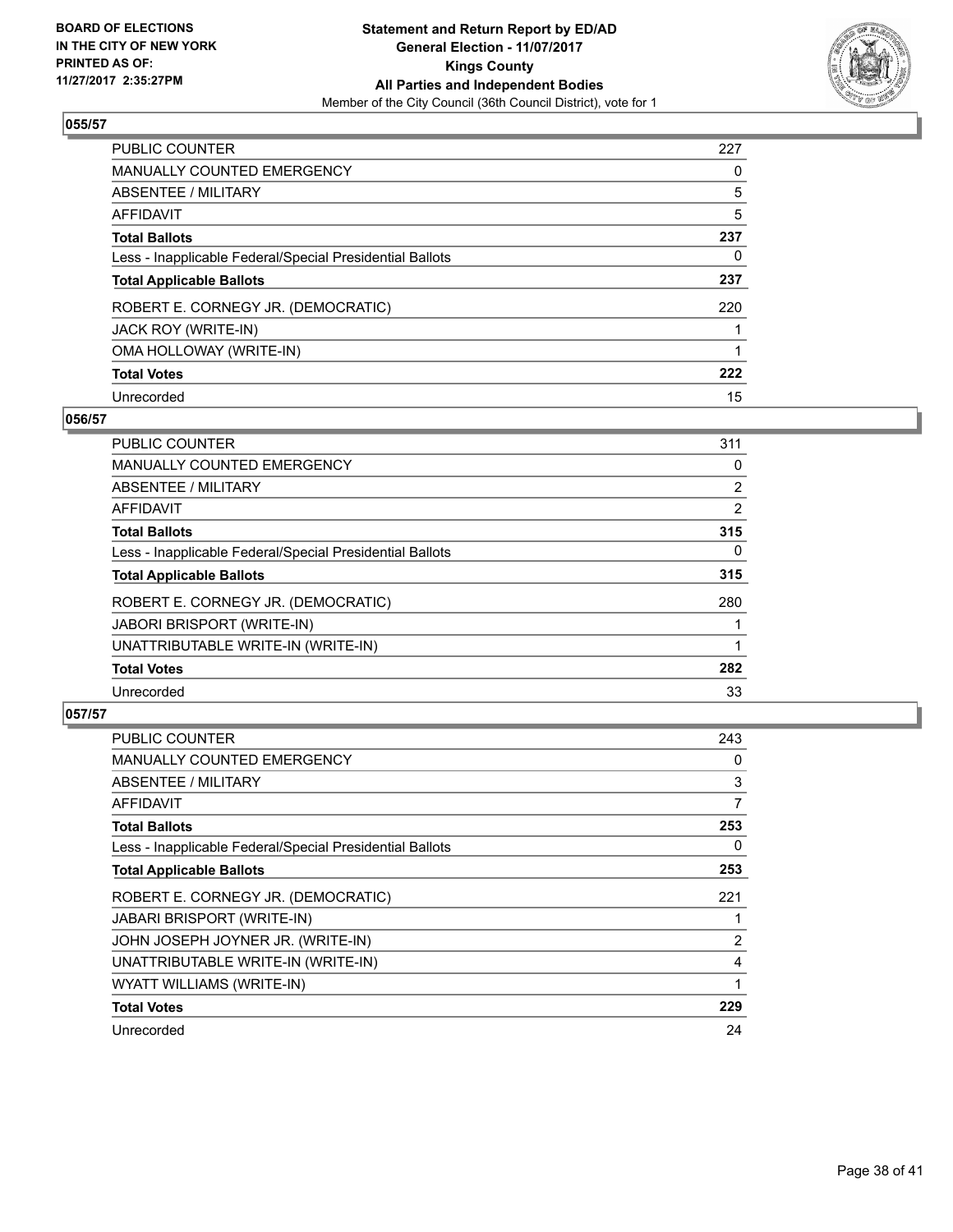**BOARD OF ELECTIONS IN THE CITY OF NEW YORK PRINTED AS OF: 11/27/2017 2:35:27PM**

**Statement and Return Report by ED/AD**
**General Election - 11/07/2017**
**Kings County**
**All Parties and Independent Bodies**
Member of the City Council (36th Council District), vote for 1

### 055/57

| | |
|---|---|
| PUBLIC COUNTER | 227 |
| MANUALLY COUNTED EMERGENCY | 0 |
| ABSENTEE / MILITARY | 5 |
| AFFIDAVIT | 5 |
| **Total Ballots** | **237** |
| Less - Inapplicable Federal/Special Presidential Ballots | 0 |
| **Total Applicable Ballots** | **237** |
| ROBERT E. CORNEGY JR. (DEMOCRATIC) | 220 |
| JACK ROY (WRITE-IN) | 1 |
| OMA HOLLOWAY (WRITE-IN) | 1 |
| **Total Votes** | **222** |
| Unrecorded | 15 |

### 056/57

| | |
|---|---|
| PUBLIC COUNTER | 311 |
| MANUALLY COUNTED EMERGENCY | 0 |
| ABSENTEE / MILITARY | 2 |
| AFFIDAVIT | 2 |
| **Total Ballots** | **315** |
| Less - Inapplicable Federal/Special Presidential Ballots | 0 |
| **Total Applicable Ballots** | **315** |
| ROBERT E. CORNEGY JR. (DEMOCRATIC) | 280 |
| JABORI BRISPORT (WRITE-IN) | 1 |
| UNATTRIBUTABLE WRITE-IN (WRITE-IN) | 1 |
| **Total Votes** | **282** |
| Unrecorded | 33 |

### 057/57

| | |
|---|---|
| PUBLIC COUNTER | 243 |
| MANUALLY COUNTED EMERGENCY | 0 |
| ABSENTEE / MILITARY | 3 |
| AFFIDAVIT | 7 |
| **Total Ballots** | **253** |
| Less - Inapplicable Federal/Special Presidential Ballots | 0 |
| **Total Applicable Ballots** | **253** |
| ROBERT E. CORNEGY JR. (DEMOCRATIC) | 221 |
| JABARI BRISPORT (WRITE-IN) | 1 |
| JOHN JOSEPH JOYNER JR. (WRITE-IN) | 2 |
| UNATTRIBUTABLE WRITE-IN (WRITE-IN) | 4 |
| WYATT WILLIAMS (WRITE-IN) | 1 |
| **Total Votes** | **229** |
| Unrecorded | 24 |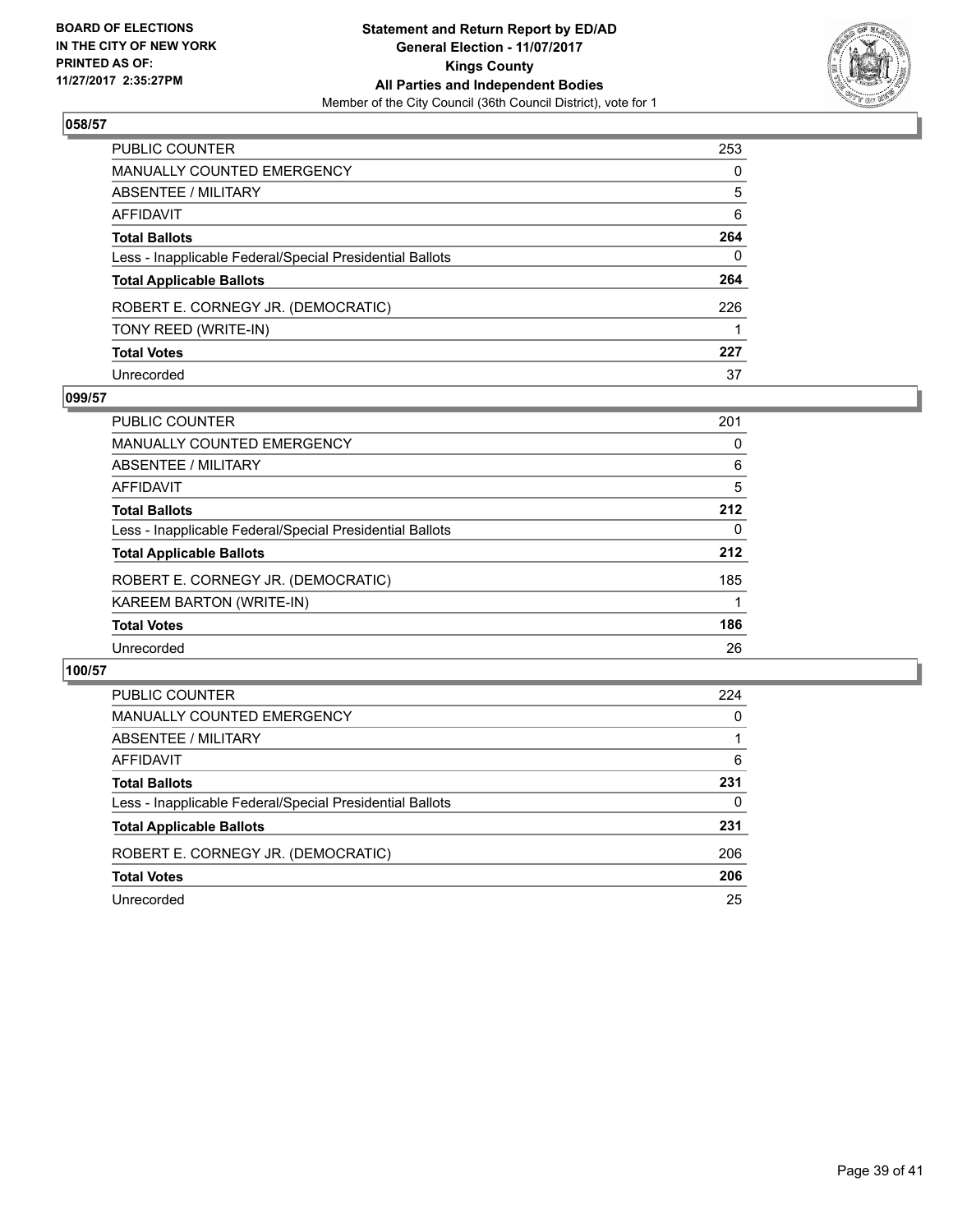BOARD OF ELECTIONS
IN THE CITY OF NEW YORK
PRINTED AS OF:
11/27/2017 2:35:27PM

**Statement and Return Report by ED/AD**
**General Election - 11/07/2017**
**Kings County**
**All Parties and Independent Bodies**
Member of the City Council (36th Council District), vote for 1

### 058/57

| | |
|---|---|
| PUBLIC COUNTER | 253 |
| MANUALLY COUNTED EMERGENCY | 0 |
| ABSENTEE / MILITARY | 5 |
| AFFIDAVIT | 6 |
| **Total Ballots** | **264** |
| Less - Inapplicable Federal/Special Presidential Ballots | 0 |
| **Total Applicable Ballots** | **264** |
| ROBERT E. CORNEGY JR. (DEMOCRATIC) | 226 |
| TONY REED (WRITE-IN) | 1 |
| **Total Votes** | **227** |
| Unrecorded | 37 |

### 099/57

| | |
|---|---|
| PUBLIC COUNTER | 201 |
| MANUALLY COUNTED EMERGENCY | 0 |
| ABSENTEE / MILITARY | 6 |
| AFFIDAVIT | 5 |
| **Total Ballots** | **212** |
| Less - Inapplicable Federal/Special Presidential Ballots | 0 |
| **Total Applicable Ballots** | **212** |
| ROBERT E. CORNEGY JR. (DEMOCRATIC) | 185 |
| KAREEM BARTON (WRITE-IN) | 1 |
| **Total Votes** | **186** |
| Unrecorded | 26 |

### 100/57

| | |
|---|---|
| PUBLIC COUNTER | 224 |
| MANUALLY COUNTED EMERGENCY | 0 |
| ABSENTEE / MILITARY | 1 |
| AFFIDAVIT | 6 |
| **Total Ballots** | **231** |
| Less - Inapplicable Federal/Special Presidential Ballots | 0 |
| **Total Applicable Ballots** | **231** |
| ROBERT E. CORNEGY JR. (DEMOCRATIC) | 206 |
| **Total Votes** | **206** |
| Unrecorded | 25 |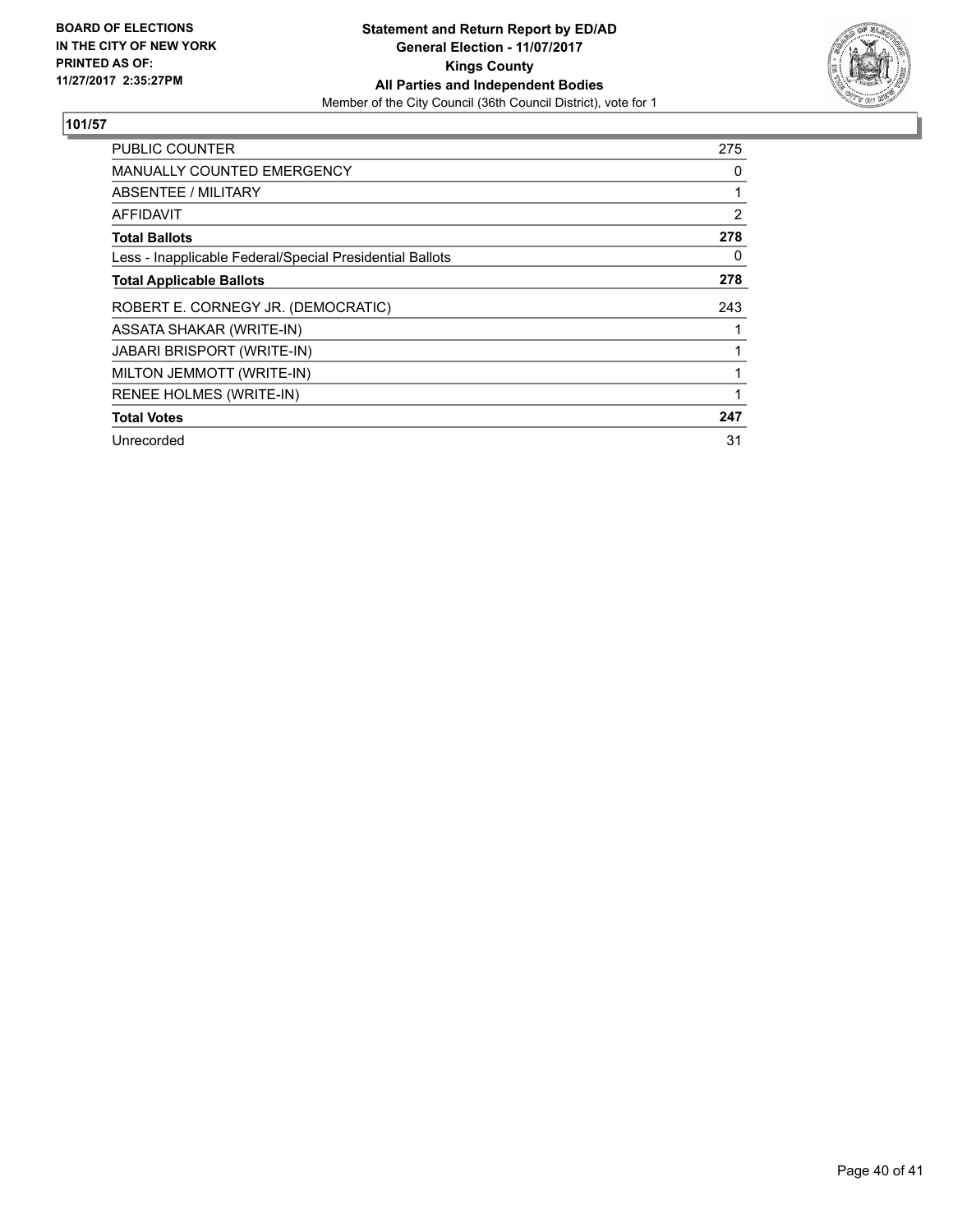**BOARD OF ELECTIONS IN THE CITY OF NEW YORK PRINTED AS OF: 11/27/2017 2:35:27PM**

**Statement and Return Report by ED/AD**
**General Election - 11/07/2017**
**Kings County**
**All Parties and Independent Bodies**
Member of the City Council (36th Council District), vote for 1

## 101/57

| | |
|---|---|
| PUBLIC COUNTER | 275 |
| MANUALLY COUNTED EMERGENCY | 0 |
| ABSENTEE / MILITARY | 1 |
| AFFIDAVIT | 2 |
| **Total Ballots** | **278** |
| Less - Inapplicable Federal/Special Presidential Ballots | 0 |
| **Total Applicable Ballots** | **278** |
| ROBERT E. CORNEGY JR. (DEMOCRATIC) | 243 |
| ASSATA SHAKAR (WRITE-IN) | 1 |
| JABARI BRISPORT (WRITE-IN) | 1 |
| MILTON JEMMOTT (WRITE-IN) | 1 |
| RENEE HOLMES (WRITE-IN) | 1 |
| **Total Votes** | **247** |
| Unrecorded | 31 |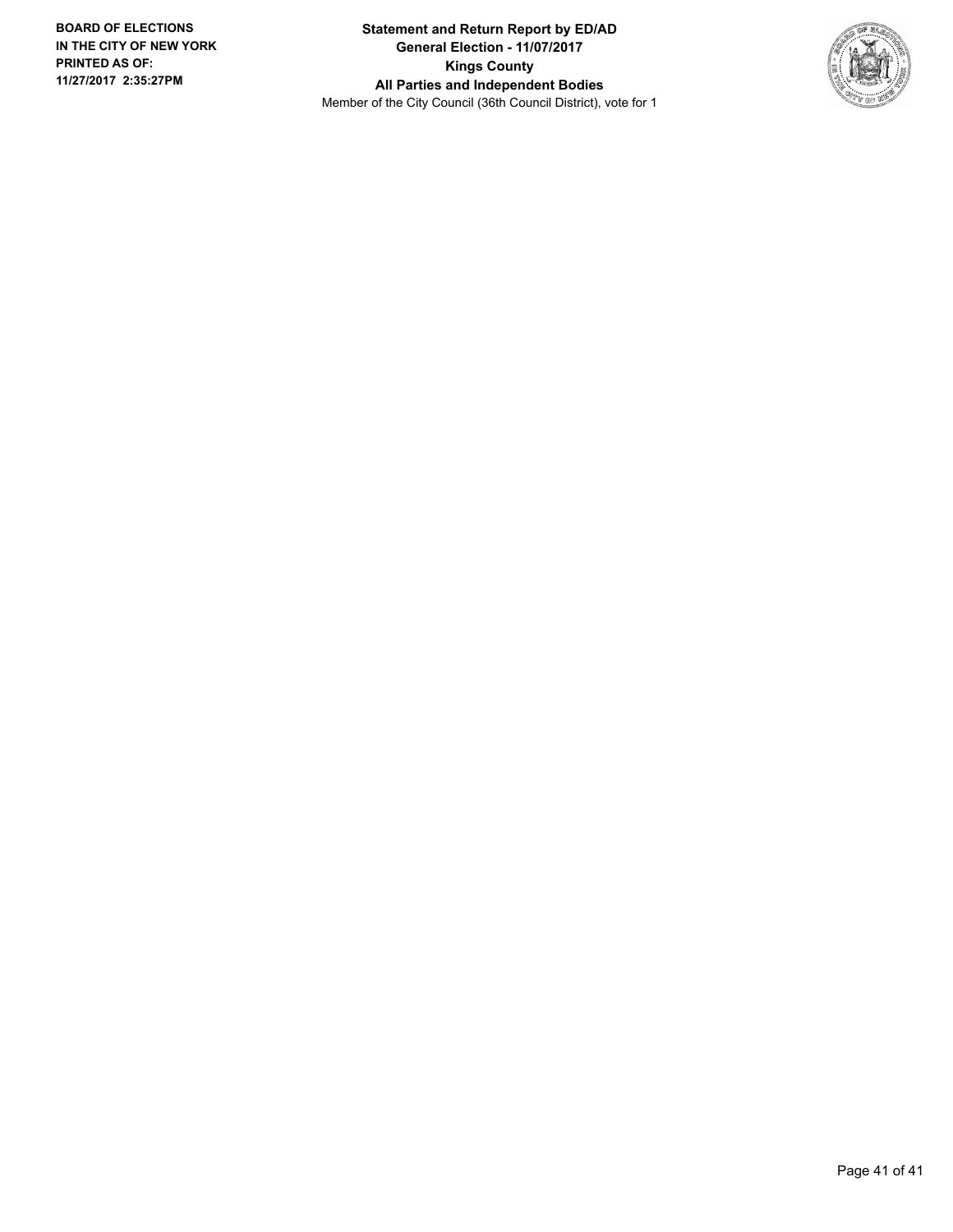**BOARD OF ELECTIONS**
**IN THE CITY OF NEW YORK**
**PRINTED AS OF:**
**11/27/2017 2:35:27PM**

**Statement and Return Report by ED/AD**
**General Election - 11/07/2017**
**Kings County**
**All Parties and Independent Bodies**
Member of the City Council (36th Council District), vote for 1